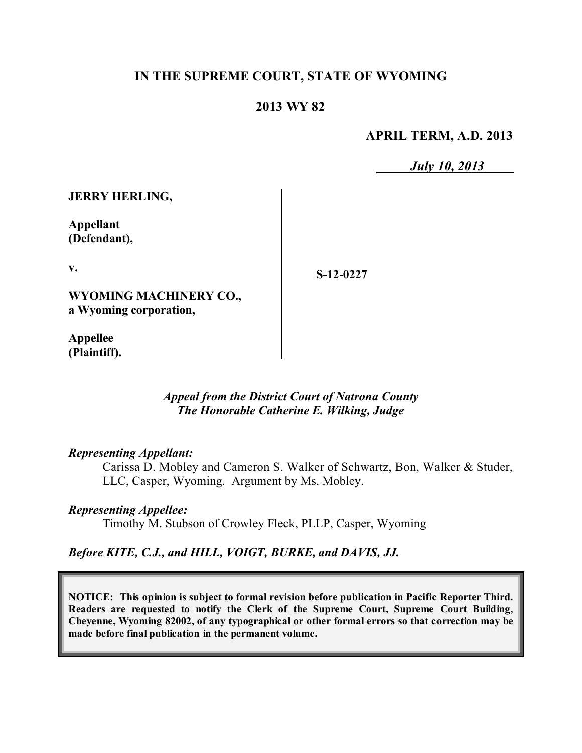# IN THE SUPREME COURT, STATE OF WYOMING

## 2013 WY 82

**APRIL TERM, A.D. 2013**

*July 10, 2013*

**JERRY HERLING,**

**Appellant (Defendant),**

**v.**

**WYOMING MACHINERY CO., a Wyoming corporation,**

**Appellee (Plaintiff).**

**S-12-0227**

*Appeal from the District Court of Natrona County*
*The Honorable Catherine E. Wilking, Judge*

*Representing Appellant:*

Carissa D. Mobley and Cameron S. Walker of Schwartz, Bon, Walker & Studer, LLC, Casper, Wyoming. Argument by Ms. Mobley.

*Representing Appellee:*

Timothy M. Stubson of Crowley Fleck, PLLP, Casper, Wyoming

*Before KITE, C.J., and HILL, VOIGT, BURKE, and DAVIS, JJ.*

**NOTICE: This opinion is subject to formal revision before publication in Pacific Reporter Third. Readers are requested to notify the Clerk of the Supreme Court, Supreme Court Building, Cheyenne, Wyoming 82002, of any typographical or other formal errors so that correction may be made before final publication in the permanent volume.**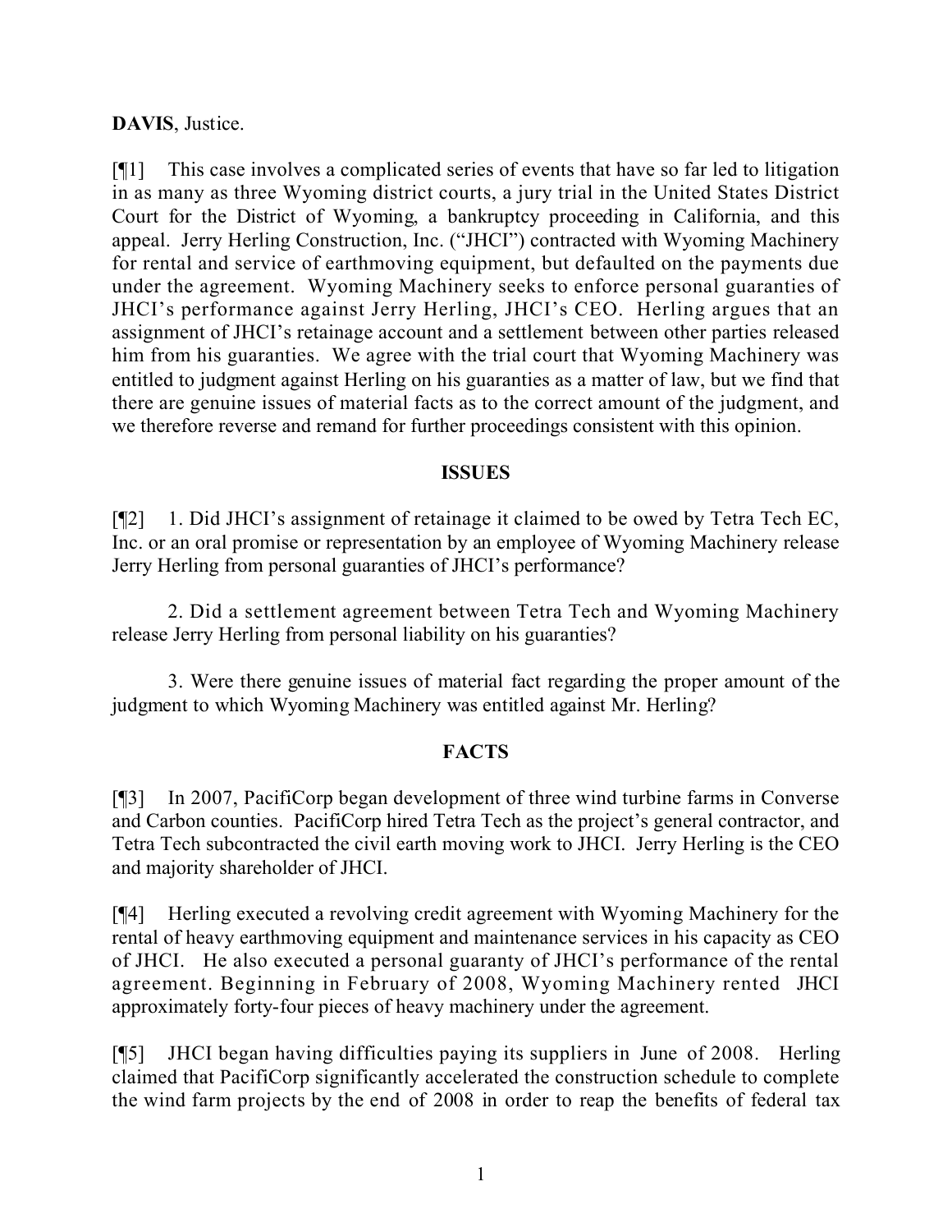**DAVIS**, Justice.

[¶1] This case involves a complicated series of events that have so far led to litigation in as many as three Wyoming district courts, a jury trial in the United States District Court for the District of Wyoming, a bankruptcy proceeding in California, and this appeal. Jerry Herling Construction, Inc. ("JHCI") contracted with Wyoming Machinery for rental and service of earthmoving equipment, but defaulted on the payments due under the agreement. Wyoming Machinery seeks to enforce personal guaranties of JHCI's performance against Jerry Herling, JHCI's CEO. Herling argues that an assignment of JHCI's retainage account and a settlement between other parties released him from his guaranties. We agree with the trial court that Wyoming Machinery was entitled to judgment against Herling on his guaranties as a matter of law, but we find that there are genuine issues of material facts as to the correct amount of the judgment, and we therefore reverse and remand for further proceedings consistent with this opinion.

## ISSUES

[¶2] 1. Did JHCI's assignment of retainage it claimed to be owed by Tetra Tech EC, Inc. or an oral promise or representation by an employee of Wyoming Machinery release Jerry Herling from personal guaranties of JHCI's performance?

2. Did a settlement agreement between Tetra Tech and Wyoming Machinery release Jerry Herling from personal liability on his guaranties?

3. Were there genuine issues of material fact regarding the proper amount of the judgment to which Wyoming Machinery was entitled against Mr. Herling?

## FACTS

[¶3] In 2007, PacifiCorp began development of three wind turbine farms in Converse and Carbon counties. PacifiCorp hired Tetra Tech as the project's general contractor, and Tetra Tech subcontracted the civil earth moving work to JHCI. Jerry Herling is the CEO and majority shareholder of JHCI.

[¶4] Herling executed a revolving credit agreement with Wyoming Machinery for the rental of heavy earthmoving equipment and maintenance services in his capacity as CEO of JHCI. He also executed a personal guaranty of JHCI's performance of the rental agreement. Beginning in February of 2008, Wyoming Machinery rented JHCI approximately forty-four pieces of heavy machinery under the agreement.

[¶5] JHCI began having difficulties paying its suppliers in June of 2008. Herling claimed that PacifiCorp significantly accelerated the construction schedule to complete the wind farm projects by the end of 2008 in order to reap the benefits of federal tax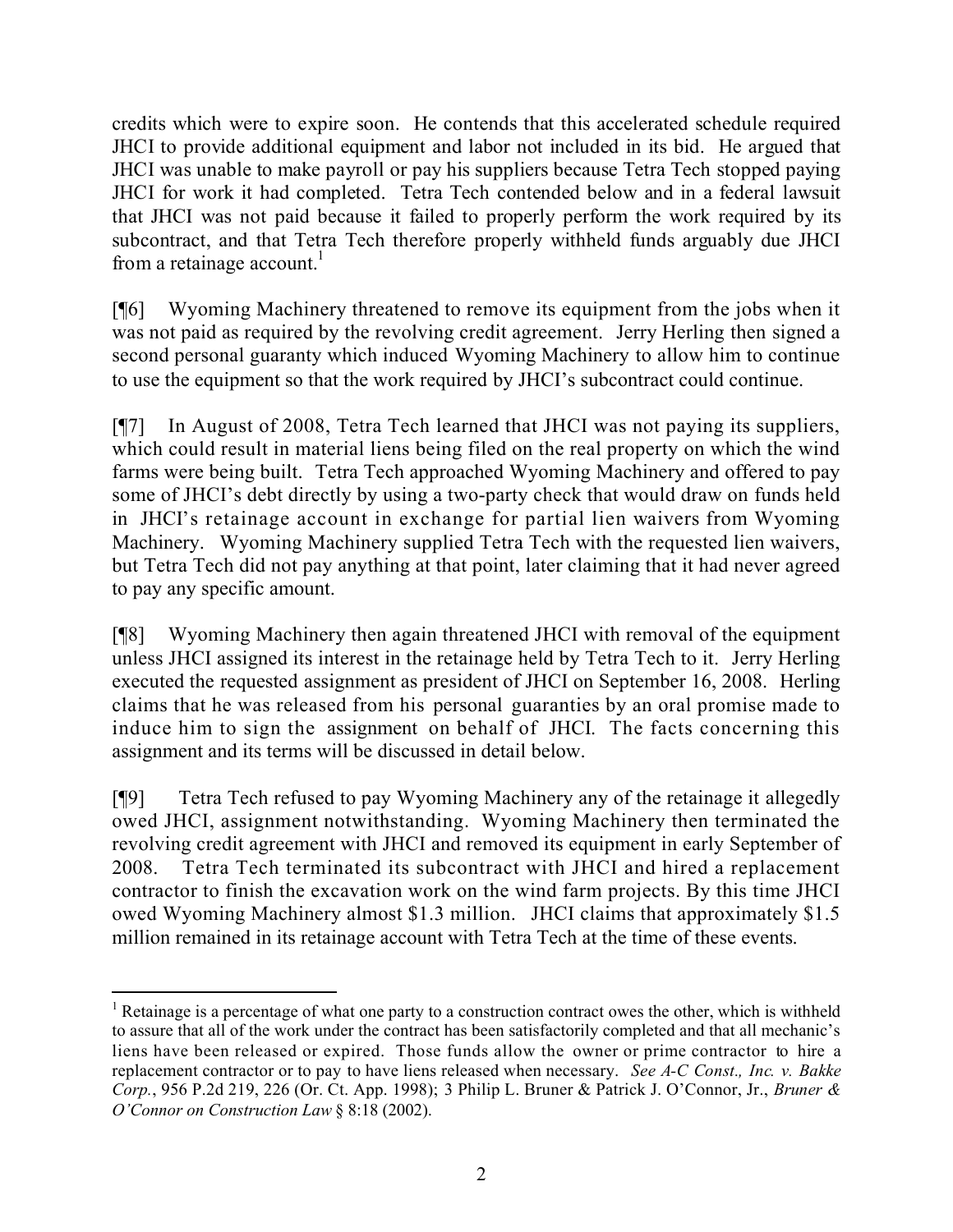credits which were to expire soon. He contends that this accelerated schedule required JHCI to provide additional equipment and labor not included in its bid. He argued that JHCI was unable to make payroll or pay his suppliers because Tetra Tech stopped paying JHCI for work it had completed. Tetra Tech contended below and in a federal lawsuit that JHCI was not paid because it failed to properly perform the work required by its subcontract, and that Tetra Tech therefore properly withheld funds arguably due JHCI from a retainage account.[1]

[¶6] Wyoming Machinery threatened to remove its equipment from the jobs when it was not paid as required by the revolving credit agreement. Jerry Herling then signed a second personal guaranty which induced Wyoming Machinery to allow him to continue to use the equipment so that the work required by JHCI's subcontract could continue.

[¶7] In August of 2008, Tetra Tech learned that JHCI was not paying its suppliers, which could result in material liens being filed on the real property on which the wind farms were being built. Tetra Tech approached Wyoming Machinery and offered to pay some of JHCI's debt directly by using a two-party check that would draw on funds held in JHCI's retainage account in exchange for partial lien waivers from Wyoming Machinery. Wyoming Machinery supplied Tetra Tech with the requested lien waivers, but Tetra Tech did not pay anything at that point, later claiming that it had never agreed to pay any specific amount.

[¶8] Wyoming Machinery then again threatened JHCI with removal of the equipment unless JHCI assigned its interest in the retainage held by Tetra Tech to it. Jerry Herling executed the requested assignment as president of JHCI on September 16, 2008. Herling claims that he was released from his personal guaranties by an oral promise made to induce him to sign the assignment on behalf of JHCI. The facts concerning this assignment and its terms will be discussed in detail below.

[¶9] Tetra Tech refused to pay Wyoming Machinery any of the retainage it allegedly owed JHCI, assignment notwithstanding. Wyoming Machinery then terminated the revolving credit agreement with JHCI and removed its equipment in early September of 2008. Tetra Tech terminated its subcontract with JHCI and hired a replacement contractor to finish the excavation work on the wind farm projects. By this time JHCI owed Wyoming Machinery almost $1.3 million. JHCI claims that approximately $1.5 million remained in its retainage account with Tetra Tech at the time of these events.

---

[1] Retainage is a percentage of what one party to a construction contract owes the other, which is withheld to assure that all of the work under the contract has been satisfactorily completed and that all mechanic's liens have been released or expired. Those funds allow the owner or prime contractor to hire a replacement contractor or to pay to have liens released when necessary. *See A-C Const., Inc. v. Bakke Corp.*, 956 P.2d 219, 226 (Or. Ct. App. 1998); 3 Philip L. Bruner & Patrick J. O'Connor, Jr., *Bruner & O'Connor on Construction Law* § 8:18 (2002).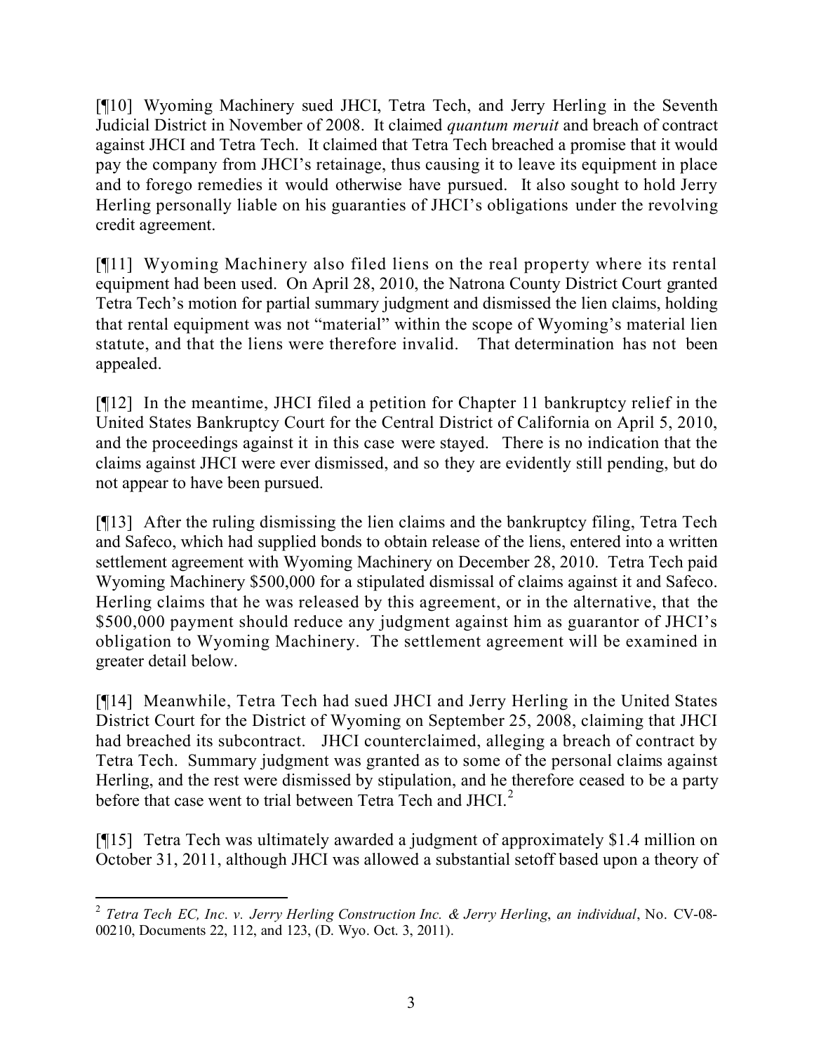[¶10] Wyoming Machinery sued JHCI, Tetra Tech, and Jerry Herling in the Seventh Judicial District in November of 2008. It claimed *quantum meruit* and breach of contract against JHCI and Tetra Tech. It claimed that Tetra Tech breached a promise that it would pay the company from JHCI's retainage, thus causing it to leave its equipment in place and to forego remedies it would otherwise have pursued. It also sought to hold Jerry Herling personally liable on his guaranties of JHCI's obligations under the revolving credit agreement.

[¶11] Wyoming Machinery also filed liens on the real property where its rental equipment had been used. On April 28, 2010, the Natrona County District Court granted Tetra Tech's motion for partial summary judgment and dismissed the lien claims, holding that rental equipment was not "material" within the scope of Wyoming's material lien statute, and that the liens were therefore invalid. That determination has not been appealed.

[¶12] In the meantime, JHCI filed a petition for Chapter 11 bankruptcy relief in the United States Bankruptcy Court for the Central District of California on April 5, 2010, and the proceedings against it in this case were stayed. There is no indication that the claims against JHCI were ever dismissed, and so they are evidently still pending, but do not appear to have been pursued.

[¶13] After the ruling dismissing the lien claims and the bankruptcy filing, Tetra Tech and Safeco, which had supplied bonds to obtain release of the liens, entered into a written settlement agreement with Wyoming Machinery on December 28, 2010. Tetra Tech paid Wyoming Machinery $500,000 for a stipulated dismissal of claims against it and Safeco. Herling claims that he was released by this agreement, or in the alternative, that the $500,000 payment should reduce any judgment against him as guarantor of JHCI's obligation to Wyoming Machinery. The settlement agreement will be examined in greater detail below.

[¶14] Meanwhile, Tetra Tech had sued JHCI and Jerry Herling in the United States District Court for the District of Wyoming on September 25, 2008, claiming that JHCI had breached its subcontract. JHCI counterclaimed, alleging a breach of contract by Tetra Tech. Summary judgment was granted as to some of the personal claims against Herling, and the rest were dismissed by stipulation, and he therefore ceased to be a party before that case went to trial between Tetra Tech and JHCI.[2]

[¶15] Tetra Tech was ultimately awarded a judgment of approximately $1.4 million on October 31, 2011, although JHCI was allowed a substantial setoff based upon a theory of

---

[2] *Tetra Tech EC, Inc. v. Jerry Herling Construction Inc. & Jerry Herling, an individual*, No. CV-08-00210, Documents 22, 112, and 123, (D. Wyo. Oct. 3, 2011).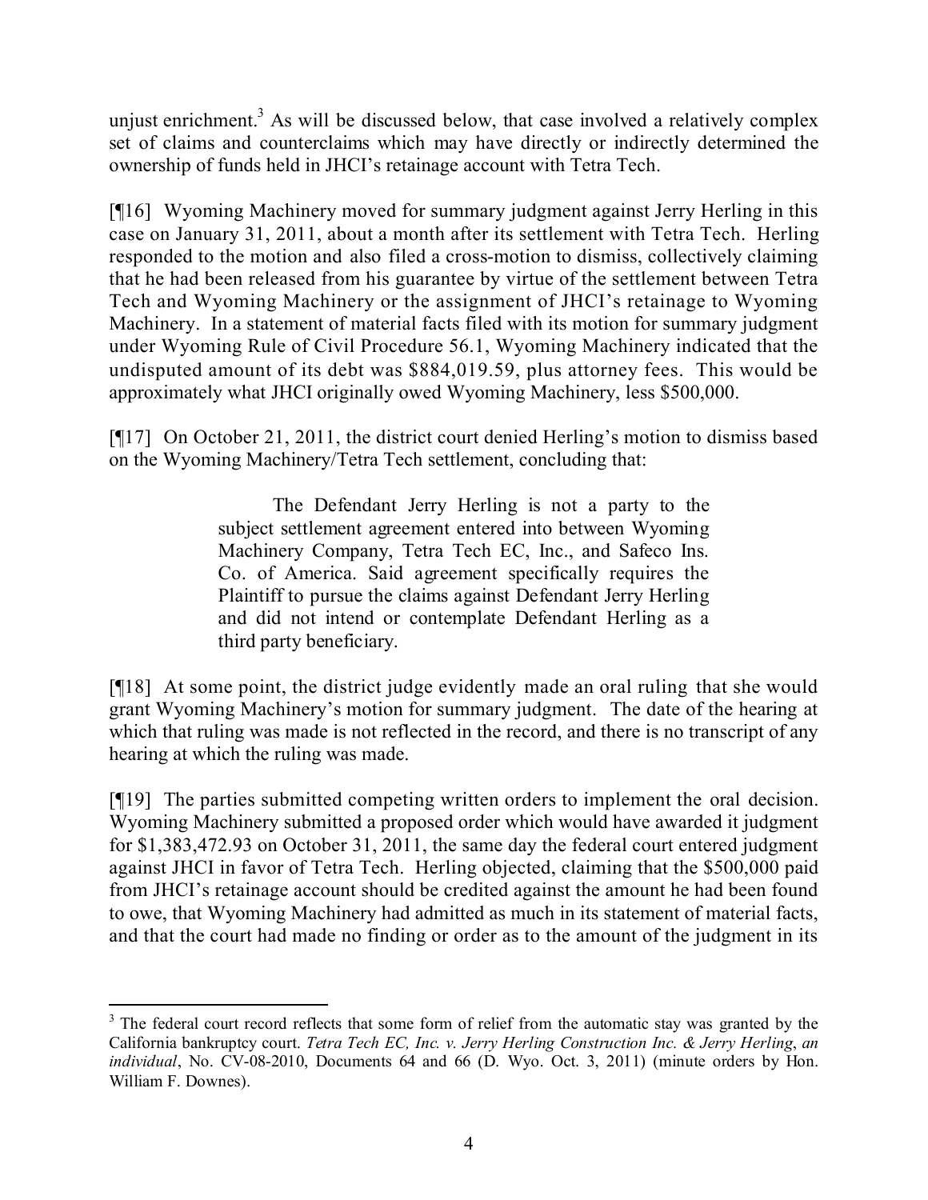unjust enrichment.[3] As will be discussed below, that case involved a relatively complex set of claims and counterclaims which may have directly or indirectly determined the ownership of funds held in JHCI's retainage account with Tetra Tech.

[¶16] Wyoming Machinery moved for summary judgment against Jerry Herling in this case on January 31, 2011, about a month after its settlement with Tetra Tech. Herling responded to the motion and also filed a cross-motion to dismiss, collectively claiming that he had been released from his guarantee by virtue of the settlement between Tetra Tech and Wyoming Machinery or the assignment of JHCI's retainage to Wyoming Machinery. In a statement of material facts filed with its motion for summary judgment under Wyoming Rule of Civil Procedure 56.1, Wyoming Machinery indicated that the undisputed amount of its debt was $884,019.59, plus attorney fees. This would be approximately what JHCI originally owed Wyoming Machinery, less $500,000.

[¶17] On October 21, 2011, the district court denied Herling's motion to dismiss based on the Wyoming Machinery/Tetra Tech settlement, concluding that:

> The Defendant Jerry Herling is not a party to the subject settlement agreement entered into between Wyoming Machinery Company, Tetra Tech EC, Inc., and Safeco Ins. Co. of America. Said agreement specifically requires the Plaintiff to pursue the claims against Defendant Jerry Herling and did not intend or contemplate Defendant Herling as a third party beneficiary.

[¶18] At some point, the district judge evidently made an oral ruling that she would grant Wyoming Machinery's motion for summary judgment. The date of the hearing at which that ruling was made is not reflected in the record, and there is no transcript of any hearing at which the ruling was made.

[¶19] The parties submitted competing written orders to implement the oral decision. Wyoming Machinery submitted a proposed order which would have awarded it judgment for $1,383,472.93 on October 31, 2011, the same day the federal court entered judgment against JHCI in favor of Tetra Tech. Herling objected, claiming that the $500,000 paid from JHCI's retainage account should be credited against the amount he had been found to owe, that Wyoming Machinery had admitted as much in its statement of material facts, and that the court had made no finding or order as to the amount of the judgment in its

---

[3] The federal court record reflects that some form of relief from the automatic stay was granted by the California bankruptcy court. *Tetra Tech EC, Inc. v. Jerry Herling Construction Inc. & Jerry Herling, an individual*, No. CV-08-2010, Documents 64 and 66 (D. Wyo. Oct. 3, 2011) (minute orders by Hon. William F. Downes).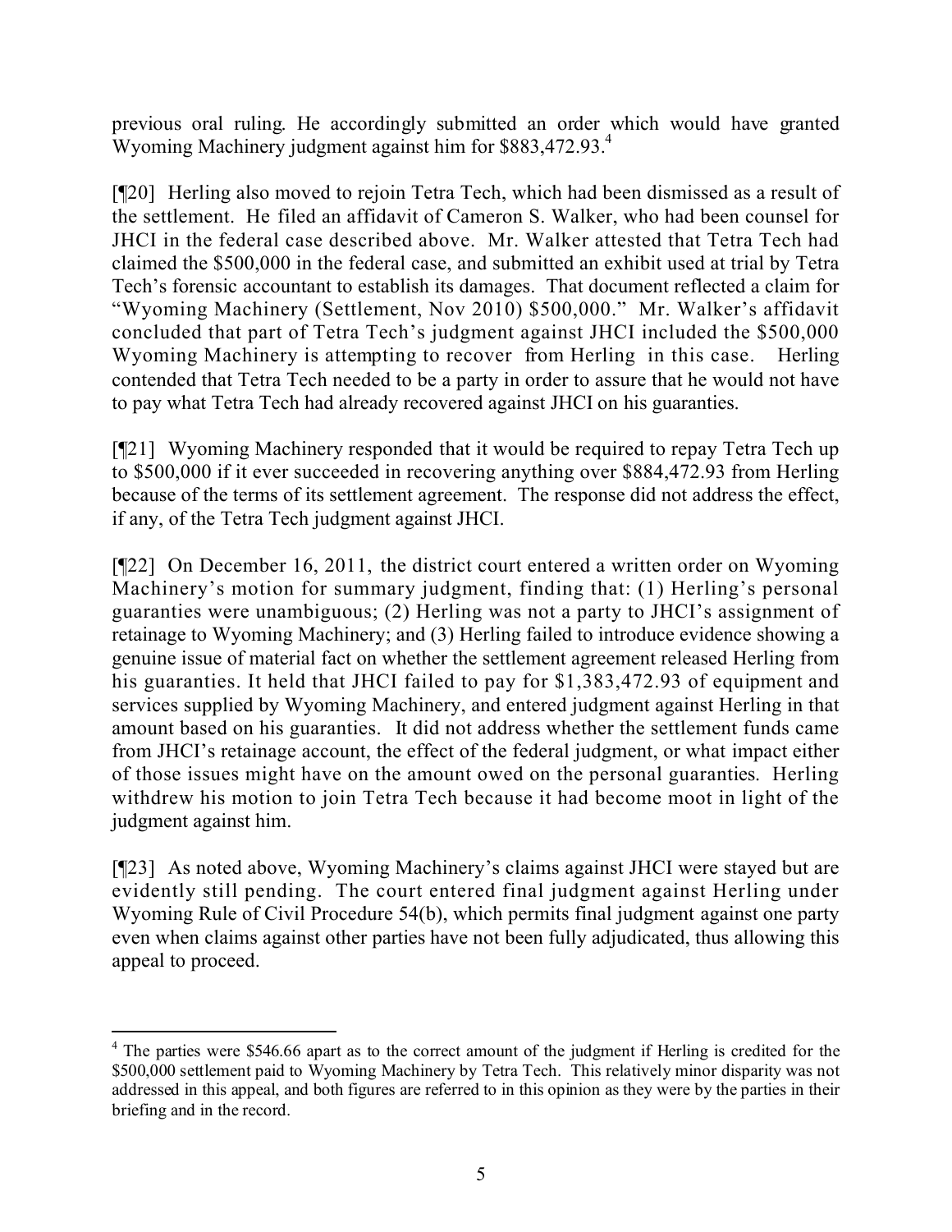previous oral ruling. He accordingly submitted an order which would have granted Wyoming Machinery judgment against him for $883,472.93.[4]

[¶20] Herling also moved to rejoin Tetra Tech, which had been dismissed as a result of the settlement. He filed an affidavit of Cameron S. Walker, who had been counsel for JHCI in the federal case described above. Mr. Walker attested that Tetra Tech had claimed the $500,000 in the federal case, and submitted an exhibit used at trial by Tetra Tech's forensic accountant to establish its damages. That document reflected a claim for "Wyoming Machinery (Settlement, Nov 2010) $500,000." Mr. Walker's affidavit concluded that part of Tetra Tech's judgment against JHCI included the $500,000 Wyoming Machinery is attempting to recover from Herling in this case. Herling contended that Tetra Tech needed to be a party in order to assure that he would not have to pay what Tetra Tech had already recovered against JHCI on his guaranties.

[¶21] Wyoming Machinery responded that it would be required to repay Tetra Tech up to $500,000 if it ever succeeded in recovering anything over $884,472.93 from Herling because of the terms of its settlement agreement. The response did not address the effect, if any, of the Tetra Tech judgment against JHCI.

[¶22] On December 16, 2011, the district court entered a written order on Wyoming Machinery's motion for summary judgment, finding that: (1) Herling's personal guaranties were unambiguous; (2) Herling was not a party to JHCI's assignment of retainage to Wyoming Machinery; and (3) Herling failed to introduce evidence showing a genuine issue of material fact on whether the settlement agreement released Herling from his guaranties. It held that JHCI failed to pay for $1,383,472.93 of equipment and services supplied by Wyoming Machinery, and entered judgment against Herling in that amount based on his guaranties. It did not address whether the settlement funds came from JHCI's retainage account, the effect of the federal judgment, or what impact either of those issues might have on the amount owed on the personal guaranties. Herling withdrew his motion to join Tetra Tech because it had become moot in light of the judgment against him.

[¶23] As noted above, Wyoming Machinery's claims against JHCI were stayed but are evidently still pending. The court entered final judgment against Herling under Wyoming Rule of Civil Procedure 54(b), which permits final judgment against one party even when claims against other parties have not been fully adjudicated, thus allowing this appeal to proceed.

---

[4] The parties were $546.66 apart as to the correct amount of the judgment if Herling is credited for the $500,000 settlement paid to Wyoming Machinery by Tetra Tech. This relatively minor disparity was not addressed in this appeal, and both figures are referred to in this opinion as they were by the parties in their briefing and in the record.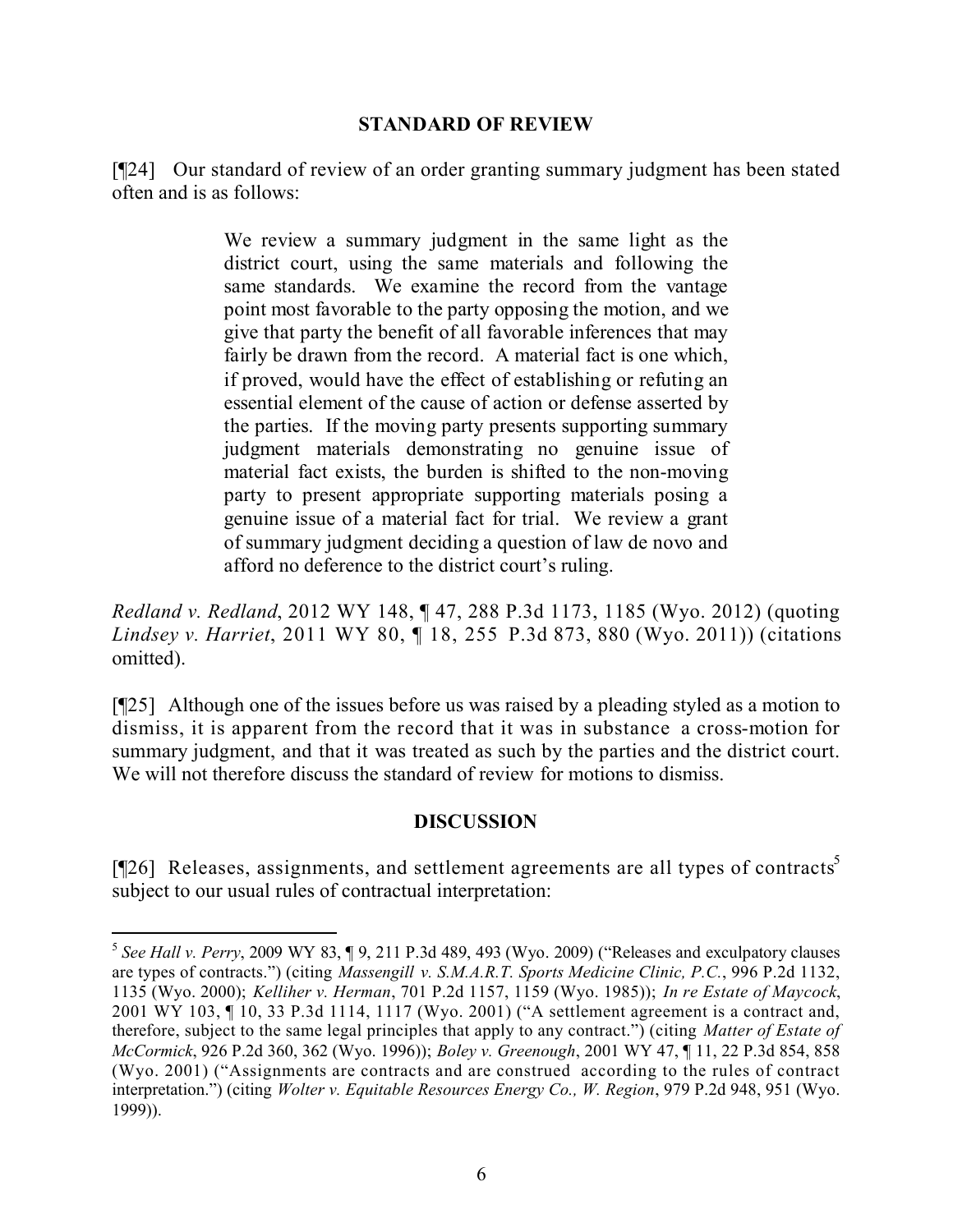## STANDARD OF REVIEW

[¶24] Our standard of review of an order granting summary judgment has been stated often and is as follows:

> We review a summary judgment in the same light as the district court, using the same materials and following the same standards. We examine the record from the vantage point most favorable to the party opposing the motion, and we give that party the benefit of all favorable inferences that may fairly be drawn from the record. A material fact is one which, if proved, would have the effect of establishing or refuting an essential element of the cause of action or defense asserted by the parties. If the moving party presents supporting summary judgment materials demonstrating no genuine issue of material fact exists, the burden is shifted to the non-moving party to present appropriate supporting materials posing a genuine issue of a material fact for trial. We review a grant of summary judgment deciding a question of law de novo and afford no deference to the district court's ruling.

*Redland v. Redland*, 2012 WY 148, ¶ 47, 288 P.3d 1173, 1185 (Wyo. 2012) (quoting *Lindsey v. Harriet*, 2011 WY 80, ¶ 18, 255 P.3d 873, 880 (Wyo. 2011)) (citations omitted).

[¶25] Although one of the issues before us was raised by a pleading styled as a motion to dismiss, it is apparent from the record that it was in substance a cross-motion for summary judgment, and that it was treated as such by the parties and the district court. We will not therefore discuss the standard of review for motions to dismiss.

## DISCUSSION

[¶26] Releases, assignments, and settlement agreements are all types of contracts[5] subject to our usual rules of contractual interpretation:

---

[5] *See Hall v. Perry*, 2009 WY 83, ¶ 9, 211 P.3d 489, 493 (Wyo. 2009) ("Releases and exculpatory clauses are types of contracts.") (citing *Massengill v. S.M.A.R.T. Sports Medicine Clinic, P.C.*, 996 P.2d 1132, 1135 (Wyo. 2000); *Kelliher v. Herman*, 701 P.2d 1157, 1159 (Wyo. 1985)); *In re Estate of Maycock*, 2001 WY 103, ¶ 10, 33 P.3d 1114, 1117 (Wyo. 2001) ("A settlement agreement is a contract and, therefore, subject to the same legal principles that apply to any contract.") (citing *Matter of Estate of McCormick*, 926 P.2d 360, 362 (Wyo. 1996)); *Boley v. Greenough*, 2001 WY 47, ¶ 11, 22 P.3d 854, 858 (Wyo. 2001) ("Assignments are contracts and are construed according to the rules of contract interpretation.") (citing *Wolter v. Equitable Resources Energy Co., W. Region*, 979 P.2d 948, 951 (Wyo. 1999)).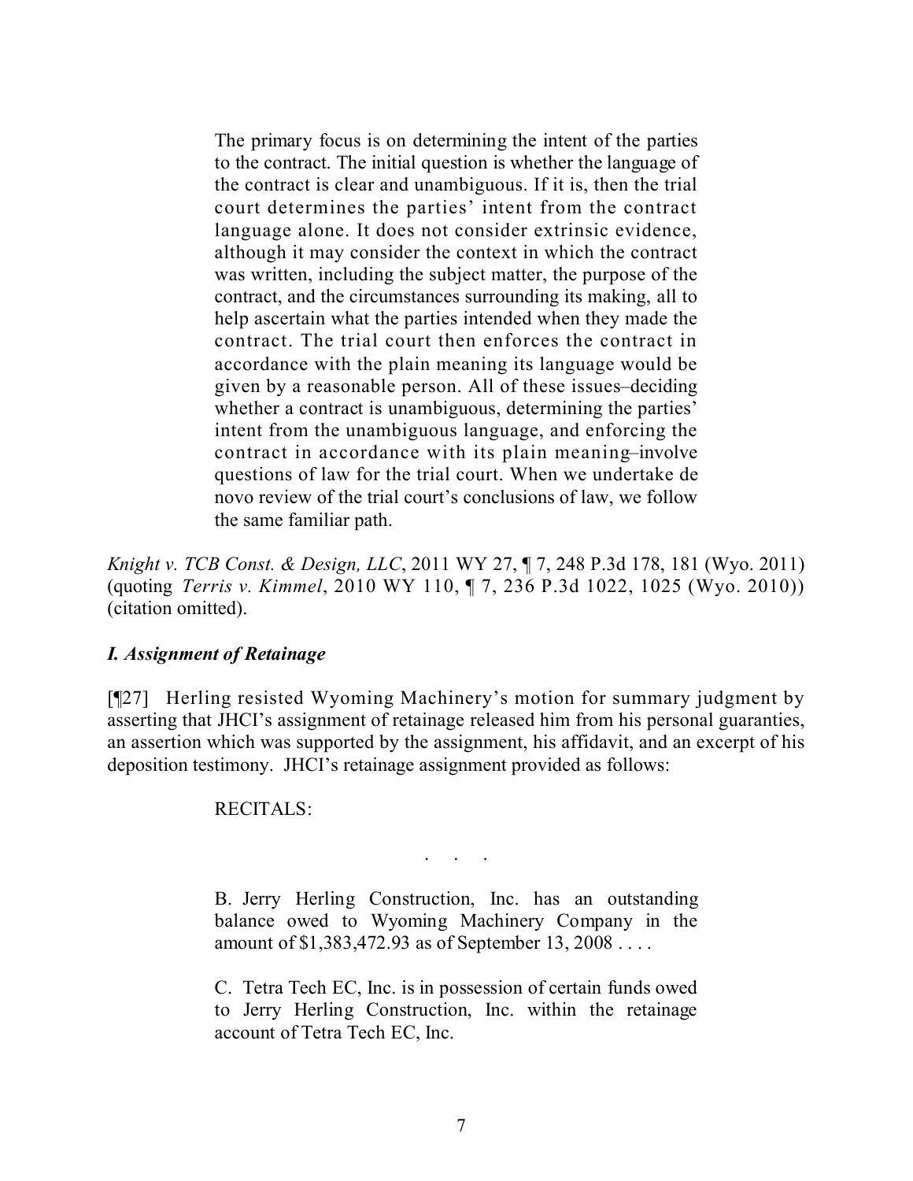> The primary focus is on determining the intent of the parties to the contract. The initial question is whether the language of the contract is clear and unambiguous. If it is, then the trial court determines the parties' intent from the contract language alone. It does not consider extrinsic evidence, although it may consider the context in which the contract was written, including the subject matter, the purpose of the contract, and the circumstances surrounding its making, all to help ascertain what the parties intended when they made the contract. The trial court then enforces the contract in accordance with the plain meaning its language would be given by a reasonable person. All of these issues–deciding whether a contract is unambiguous, determining the parties' intent from the unambiguous language, and enforcing the contract in accordance with its plain meaning–involve questions of law for the trial court. When we undertake de novo review of the trial court's conclusions of law, we follow the same familiar path.

*Knight v. TCB Const. & Design, LLC*, 2011 WY 27, ¶ 7, 248 P.3d 178, 181 (Wyo. 2011) (quoting *Terris v. Kimmel*, 2010 WY 110, ¶ 7, 236 P.3d 1022, 1025 (Wyo. 2010)) (citation omitted).

### *I. Assignment of Retainage*

[¶27] Herling resisted Wyoming Machinery's motion for summary judgment by asserting that JHCI's assignment of retainage released him from his personal guaranties, an assertion which was supported by the assignment, his affidavit, and an excerpt of his deposition testimony. JHCI's retainage assignment provided as follows:

> RECITALS:
>
> . . .
>
> B. Jerry Herling Construction, Inc. has an outstanding balance owed to Wyoming Machinery Company in the amount of $1,383,472.93 as of September 13, 2008 . . . .
>
> C. Tetra Tech EC, Inc. is in possession of certain funds owed to Jerry Herling Construction, Inc. within the retainage account of Tetra Tech EC, Inc.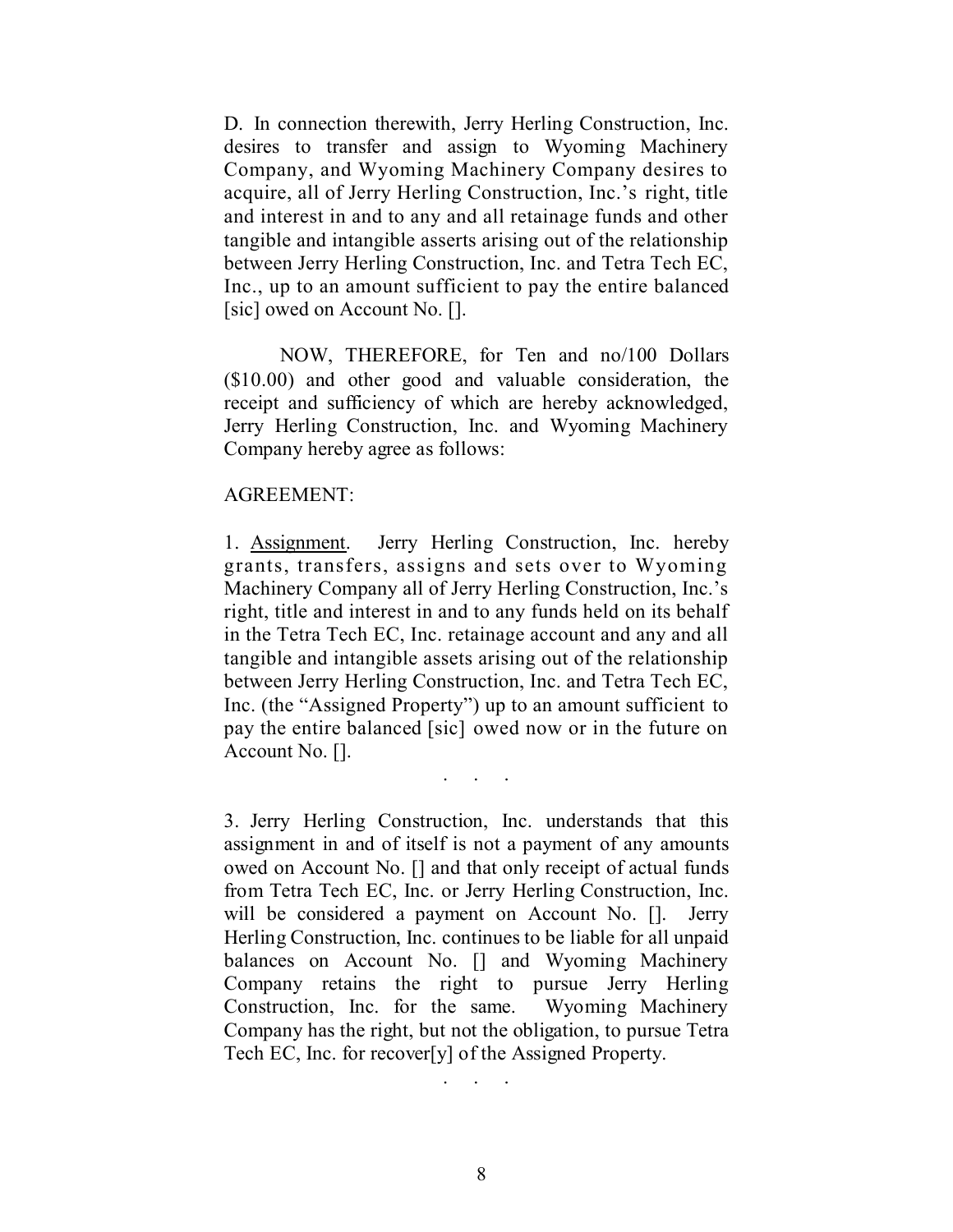D. In connection therewith, Jerry Herling Construction, Inc. desires to transfer and assign to Wyoming Machinery Company, and Wyoming Machinery Company desires to acquire, all of Jerry Herling Construction, Inc.'s right, title and interest in and to any and all retainage funds and other tangible and intangible asserts arising out of the relationship between Jerry Herling Construction, Inc. and Tetra Tech EC, Inc., up to an amount sufficient to pay the entire balanced [sic] owed on Account No. [].

NOW, THEREFORE, for Ten and no/100 Dollars ($10.00) and other good and valuable consideration, the receipt and sufficiency of which are hereby acknowledged, Jerry Herling Construction, Inc. and Wyoming Machinery Company hereby agree as follows:

AGREEMENT:

1. Assignment. Jerry Herling Construction, Inc. hereby grants, transfers, assigns and sets over to Wyoming Machinery Company all of Jerry Herling Construction, Inc.'s right, title and interest in and to any funds held on its behalf in the Tetra Tech EC, Inc. retainage account and any and all tangible and intangible assets arising out of the relationship between Jerry Herling Construction, Inc. and Tetra Tech EC, Inc. (the "Assigned Property") up to an amount sufficient to pay the entire balanced [sic] owed now or in the future on Account No. [].

. . .

3. Jerry Herling Construction, Inc. understands that this assignment in and of itself is not a payment of any amounts owed on Account No. [] and that only receipt of actual funds from Tetra Tech EC, Inc. or Jerry Herling Construction, Inc. will be considered a payment on Account No. []. Jerry Herling Construction, Inc. continues to be liable for all unpaid balances on Account No. [] and Wyoming Machinery Company retains the right to pursue Jerry Herling Construction, Inc. for the same. Wyoming Machinery Company has the right, but not the obligation, to pursue Tetra Tech EC, Inc. for recover[y] of the Assigned Property.

. . .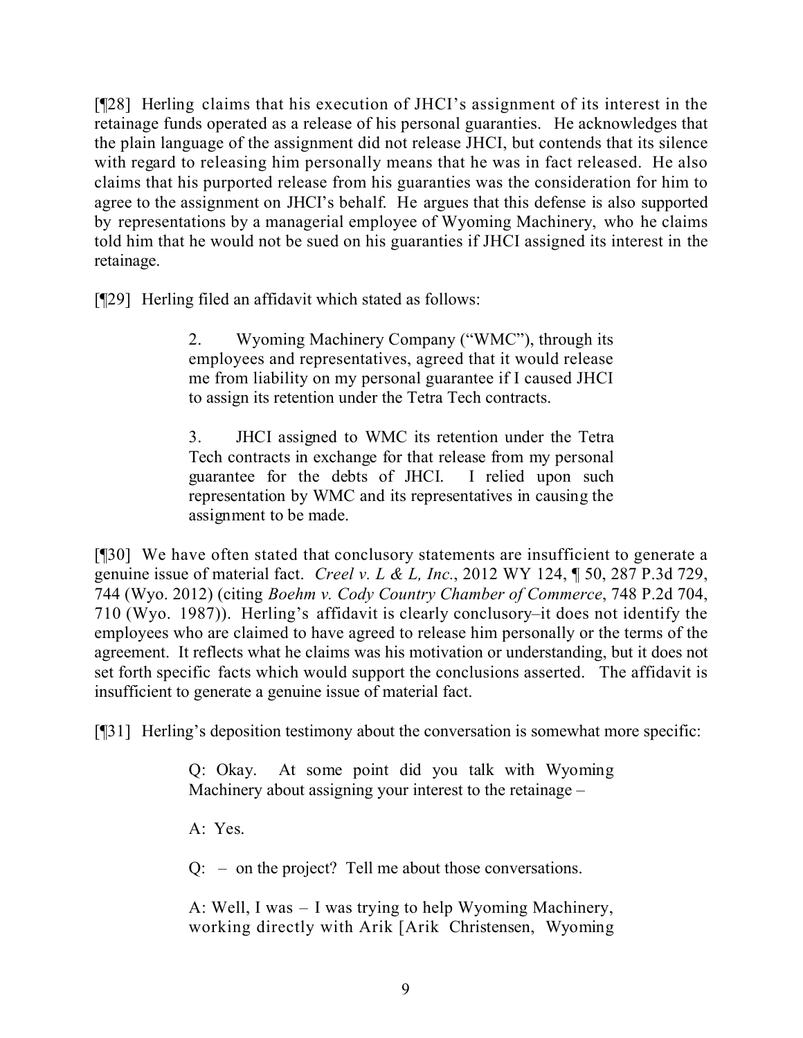[¶28] Herling claims that his execution of JHCI's assignment of its interest in the retainage funds operated as a release of his personal guaranties. He acknowledges that the plain language of the assignment did not release JHCI, but contends that its silence with regard to releasing him personally means that he was in fact released. He also claims that his purported release from his guaranties was the consideration for him to agree to the assignment on JHCI's behalf. He argues that this defense is also supported by representations by a managerial employee of Wyoming Machinery, who he claims told him that he would not be sued on his guaranties if JHCI assigned its interest in the retainage.

[¶29] Herling filed an affidavit which stated as follows:

> 2. Wyoming Machinery Company ("WMC"), through its employees and representatives, agreed that it would release me from liability on my personal guarantee if I caused JHCI to assign its retention under the Tetra Tech contracts.
>
> 3. JHCI assigned to WMC its retention under the Tetra Tech contracts in exchange for that release from my personal guarantee for the debts of JHCI. I relied upon such representation by WMC and its representatives in causing the assignment to be made.

[¶30] We have often stated that conclusory statements are insufficient to generate a genuine issue of material fact. *Creel v. L & L, Inc.*, 2012 WY 124, ¶ 50, 287 P.3d 729, 744 (Wyo. 2012) (citing *Boehm v. Cody Country Chamber of Commerce*, 748 P.2d 704, 710 (Wyo. 1987)). Herling's affidavit is clearly conclusory–it does not identify the employees who are claimed to have agreed to release him personally or the terms of the agreement. It reflects what he claims was his motivation or understanding, but it does not set forth specific facts which would support the conclusions asserted. The affidavit is insufficient to generate a genuine issue of material fact.

[¶31] Herling's deposition testimony about the conversation is somewhat more specific:

> Q: Okay. At some point did you talk with Wyoming Machinery about assigning your interest to the retainage –
>
> A: Yes.
>
> Q: – on the project? Tell me about those conversations.
>
> A: Well, I was – I was trying to help Wyoming Machinery, working directly with Arik [Arik Christensen, Wyoming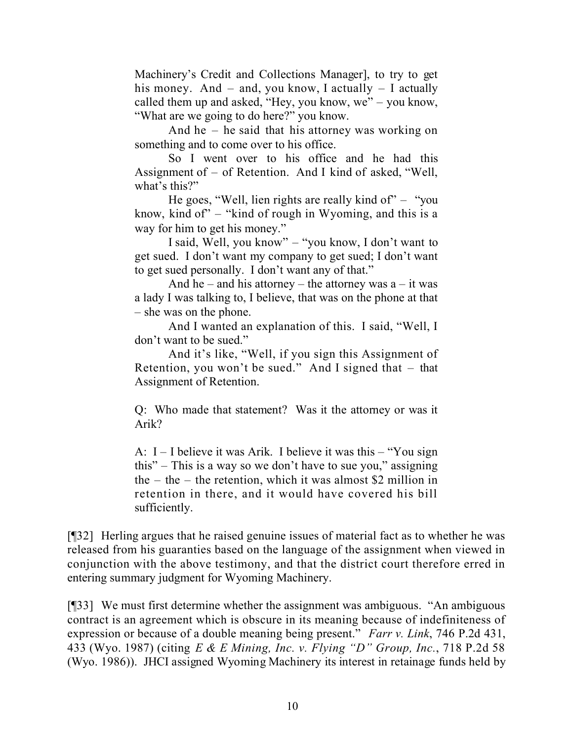> Machinery's Credit and Collections Manager], to try to get his money. And – and, you know, I actually – I actually called them up and asked, "Hey, you know, we" – you know, "What are we going to do here?" you know.
>
> And he – he said that his attorney was working on something and to come over to his office.
>
> So I went over to his office and he had this Assignment of – of Retention. And I kind of asked, "Well, what's this?"
>
> He goes, "Well, lien rights are really kind of" – "you know, kind of" – "kind of rough in Wyoming, and this is a way for him to get his money."
>
> I said, Well, you know" – "you know, I don't want to get sued. I don't want my company to get sued; I don't want to get sued personally. I don't want any of that."
>
> And he – and his attorney – the attorney was a – it was a lady I was talking to, I believe, that was on the phone at that – she was on the phone.
>
> And I wanted an explanation of this. I said, "Well, I don't want to be sued."
>
> And it's like, "Well, if you sign this Assignment of Retention, you won't be sued." And I signed that – that Assignment of Retention.
>
> Q: Who made that statement? Was it the attorney or was it Arik?
>
> A: I – I believe it was Arik. I believe it was this – "You sign this" – This is a way so we don't have to sue you," assigning the – the – the retention, which it was almost $2 million in retention in there, and it would have covered his bill sufficiently.

[¶32] Herling argues that he raised genuine issues of material fact as to whether he was released from his guaranties based on the language of the assignment when viewed in conjunction with the above testimony, and that the district court therefore erred in entering summary judgment for Wyoming Machinery.

[¶33] We must first determine whether the assignment was ambiguous. "An ambiguous contract is an agreement which is obscure in its meaning because of indefiniteness of expression or because of a double meaning being present." *Farr v. Link*, 746 P.2d 431, 433 (Wyo. 1987) (citing *E & E Mining, Inc. v. Flying "D" Group, Inc.*, 718 P.2d 58 (Wyo. 1986)). JHCI assigned Wyoming Machinery its interest in retainage funds held by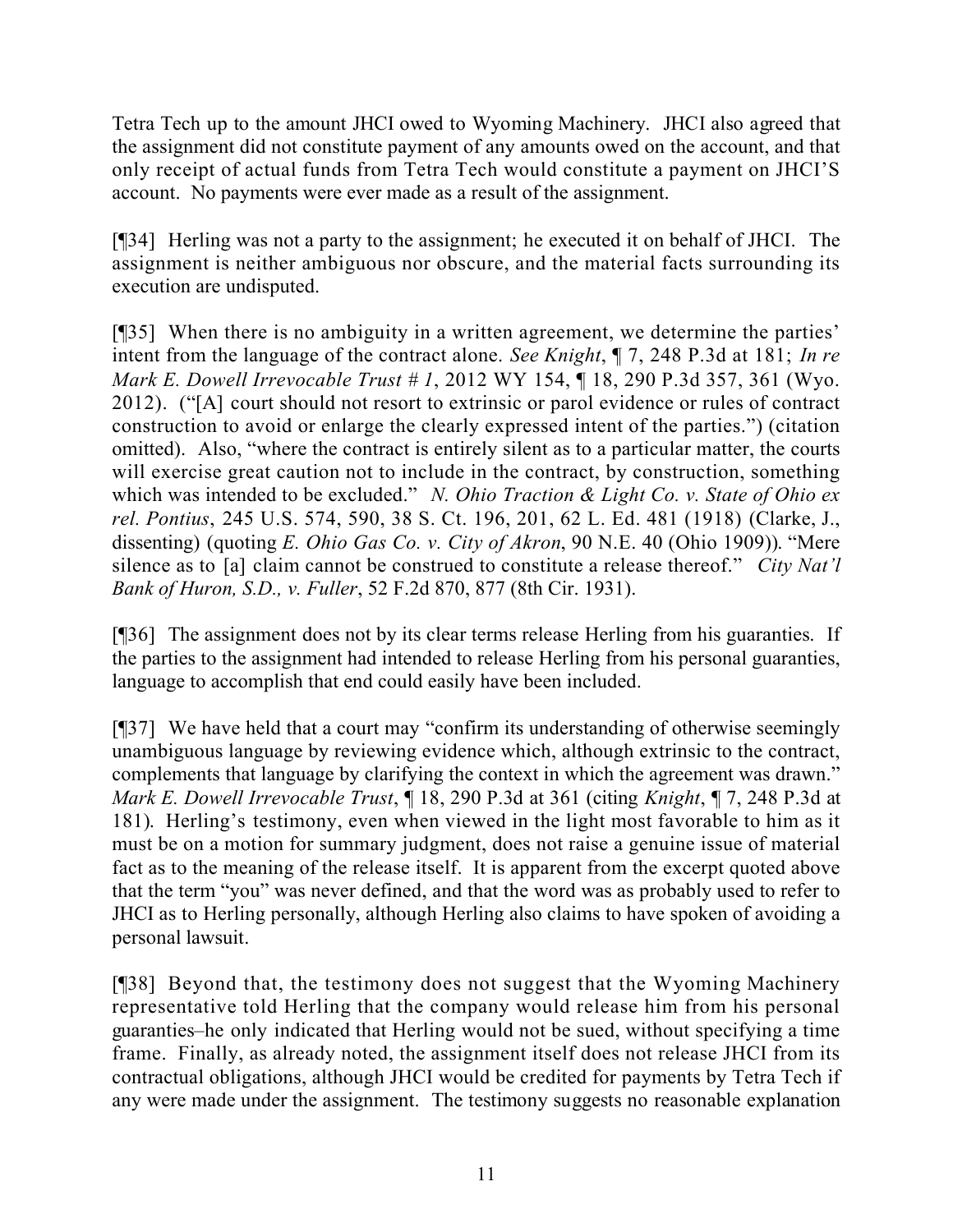Tetra Tech up to the amount JHCI owed to Wyoming Machinery. JHCI also agreed that the assignment did not constitute payment of any amounts owed on the account, and that only receipt of actual funds from Tetra Tech would constitute a payment on JHCI'S account. No payments were ever made as a result of the assignment.

[¶34] Herling was not a party to the assignment; he executed it on behalf of JHCI. The assignment is neither ambiguous nor obscure, and the material facts surrounding its execution are undisputed.

[¶35] When there is no ambiguity in a written agreement, we determine the parties' intent from the language of the contract alone. *See Knight*, ¶ 7, 248 P.3d at 181; *In re Mark E. Dowell Irrevocable Trust # 1*, 2012 WY 154, ¶ 18, 290 P.3d 357, 361 (Wyo. 2012). ("[A] court should not resort to extrinsic or parol evidence or rules of contract construction to avoid or enlarge the clearly expressed intent of the parties.") (citation omitted). Also, "where the contract is entirely silent as to a particular matter, the courts will exercise great caution not to include in the contract, by construction, something which was intended to be excluded." *N. Ohio Traction & Light Co. v. State of Ohio ex rel. Pontius*, 245 U.S. 574, 590, 38 S. Ct. 196, 201, 62 L. Ed. 481 (1918) (Clarke, J., dissenting) (quoting *E. Ohio Gas Co. v. City of Akron*, 90 N.E. 40 (Ohio 1909)). "Mere silence as to [a] claim cannot be construed to constitute a release thereof." *City Nat'l Bank of Huron, S.D., v. Fuller*, 52 F.2d 870, 877 (8th Cir. 1931).

[¶36] The assignment does not by its clear terms release Herling from his guaranties. If the parties to the assignment had intended to release Herling from his personal guaranties, language to accomplish that end could easily have been included.

[¶37] We have held that a court may "confirm its understanding of otherwise seemingly unambiguous language by reviewing evidence which, although extrinsic to the contract, complements that language by clarifying the context in which the agreement was drawn." *Mark E. Dowell Irrevocable Trust*, ¶ 18, 290 P.3d at 361 (citing *Knight*, ¶ 7, 248 P.3d at 181). Herling's testimony, even when viewed in the light most favorable to him as it must be on a motion for summary judgment, does not raise a genuine issue of material fact as to the meaning of the release itself. It is apparent from the excerpt quoted above that the term "you" was never defined, and that the word was as probably used to refer to JHCI as to Herling personally, although Herling also claims to have spoken of avoiding a personal lawsuit.

[¶38] Beyond that, the testimony does not suggest that the Wyoming Machinery representative told Herling that the company would release him from his personal guaranties–he only indicated that Herling would not be sued, without specifying a time frame. Finally, as already noted, the assignment itself does not release JHCI from its contractual obligations, although JHCI would be credited for payments by Tetra Tech if any were made under the assignment. The testimony suggests no reasonable explanation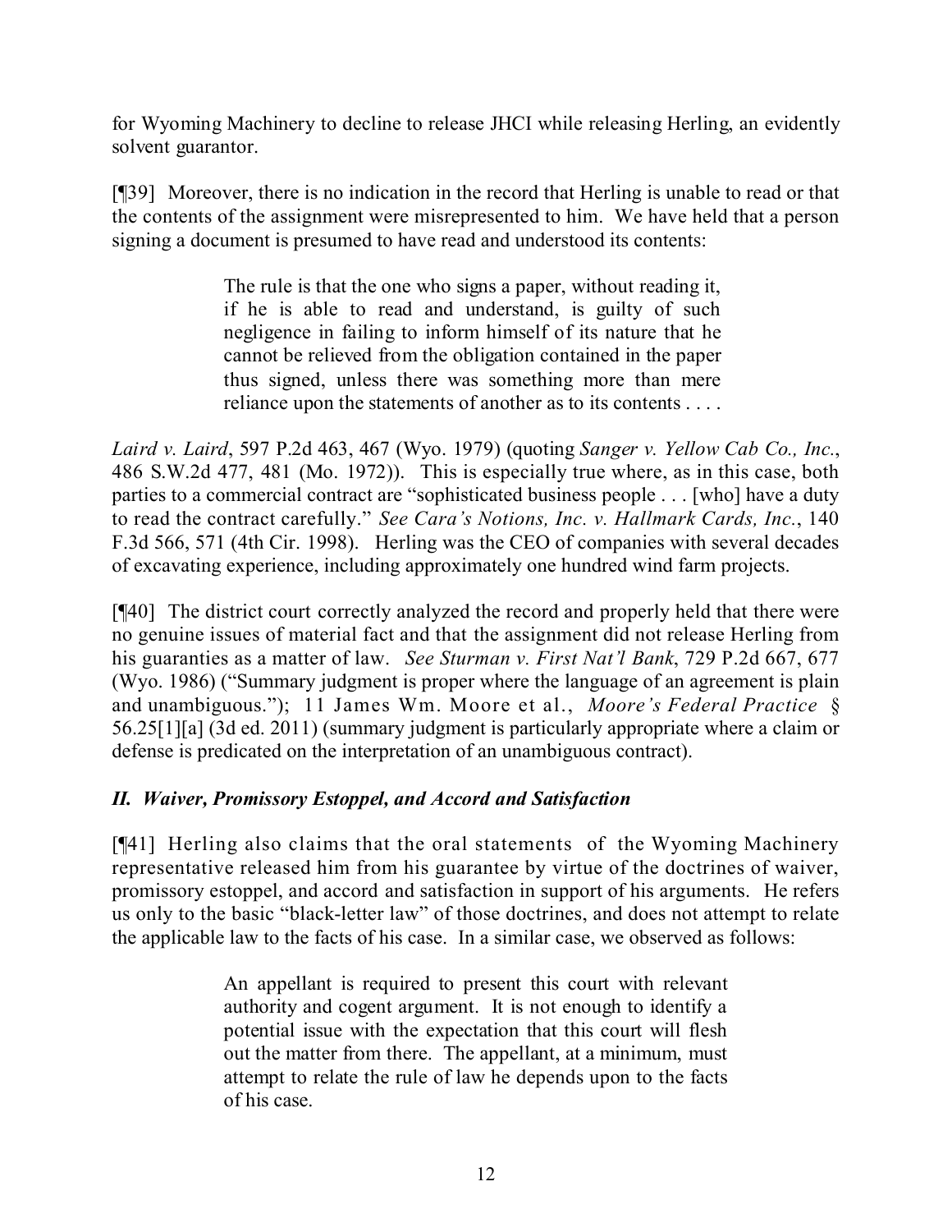for Wyoming Machinery to decline to release JHCI while releasing Herling, an evidently solvent guarantor.

[¶39] Moreover, there is no indication in the record that Herling is unable to read or that the contents of the assignment were misrepresented to him. We have held that a person signing a document is presumed to have read and understood its contents:

> The rule is that the one who signs a paper, without reading it, if he is able to read and understand, is guilty of such negligence in failing to inform himself of its nature that he cannot be relieved from the obligation contained in the paper thus signed, unless there was something more than mere reliance upon the statements of another as to its contents . . . .

*Laird v. Laird*, 597 P.2d 463, 467 (Wyo. 1979) (quoting *Sanger v. Yellow Cab Co., Inc.*, 486 S.W.2d 477, 481 (Mo. 1972)). This is especially true where, as in this case, both parties to a commercial contract are "sophisticated business people . . . [who] have a duty to read the contract carefully." *See Cara's Notions, Inc. v. Hallmark Cards, Inc.*, 140 F.3d 566, 571 (4th Cir. 1998). Herling was the CEO of companies with several decades of excavating experience, including approximately one hundred wind farm projects.

[¶40] The district court correctly analyzed the record and properly held that there were no genuine issues of material fact and that the assignment did not release Herling from his guaranties as a matter of law. *See Sturman v. First Nat'l Bank*, 729 P.2d 667, 677 (Wyo. 1986) ("Summary judgment is proper where the language of an agreement is plain and unambiguous."); 11 James Wm. Moore et al., *Moore's Federal Practice* § 56.25[1][a] (3d ed. 2011) (summary judgment is particularly appropriate where a claim or defense is predicated on the interpretation of an unambiguous contract).

## *II. Waiver, Promissory Estoppel, and Accord and Satisfaction*

[¶41] Herling also claims that the oral statements of the Wyoming Machinery representative released him from his guarantee by virtue of the doctrines of waiver, promissory estoppel, and accord and satisfaction in support of his arguments. He refers us only to the basic "black-letter law" of those doctrines, and does not attempt to relate the applicable law to the facts of his case. In a similar case, we observed as follows:

> An appellant is required to present this court with relevant authority and cogent argument. It is not enough to identify a potential issue with the expectation that this court will flesh out the matter from there. The appellant, at a minimum, must attempt to relate the rule of law he depends upon to the facts of his case.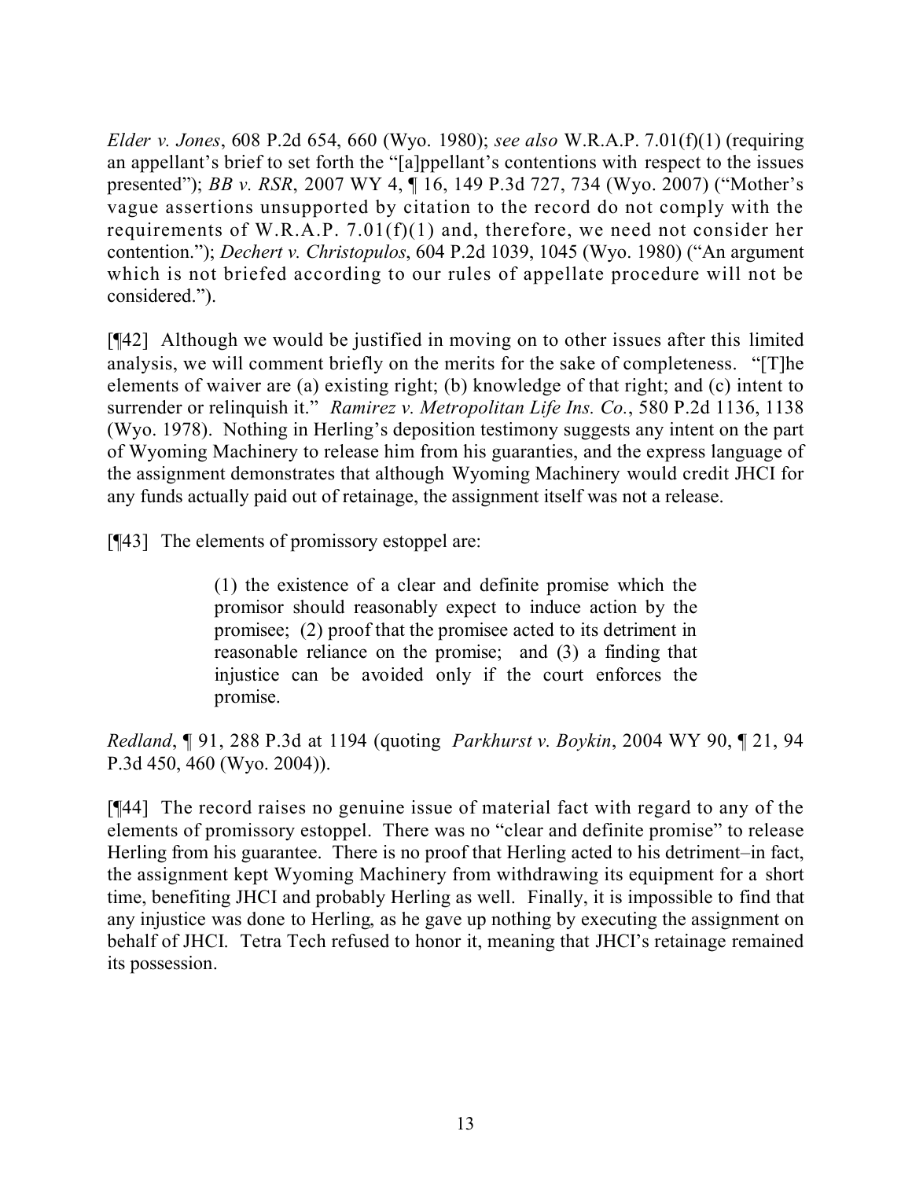*Elder v. Jones*, 608 P.2d 654, 660 (Wyo. 1980); *see also* W.R.A.P. 7.01(f)(1) (requiring an appellant's brief to set forth the "[a]ppellant's contentions with respect to the issues presented"); *BB v. RSR*, 2007 WY 4, ¶ 16, 149 P.3d 727, 734 (Wyo. 2007) ("Mother's vague assertions unsupported by citation to the record do not comply with the requirements of W.R.A.P. 7.01(f)(1) and, therefore, we need not consider her contention."); *Dechert v. Christopulos*, 604 P.2d 1039, 1045 (Wyo. 1980) ("An argument which is not briefed according to our rules of appellate procedure will not be considered.").

[¶42] Although we would be justified in moving on to other issues after this limited analysis, we will comment briefly on the merits for the sake of completeness. "[T]he elements of waiver are (a) existing right; (b) knowledge of that right; and (c) intent to surrender or relinquish it." *Ramirez v. Metropolitan Life Ins. Co.*, 580 P.2d 1136, 1138 (Wyo. 1978). Nothing in Herling's deposition testimony suggests any intent on the part of Wyoming Machinery to release him from his guaranties, and the express language of the assignment demonstrates that although Wyoming Machinery would credit JHCI for any funds actually paid out of retainage, the assignment itself was not a release.

[¶43] The elements of promissory estoppel are:

> (1) the existence of a clear and definite promise which the promisor should reasonably expect to induce action by the promisee; (2) proof that the promisee acted to its detriment in reasonable reliance on the promise; and (3) a finding that injustice can be avoided only if the court enforces the promise.

*Redland*, ¶ 91, 288 P.3d at 1194 (quoting *Parkhurst v. Boykin*, 2004 WY 90, ¶ 21, 94 P.3d 450, 460 (Wyo. 2004)).

[¶44] The record raises no genuine issue of material fact with regard to any of the elements of promissory estoppel. There was no "clear and definite promise" to release Herling from his guarantee. There is no proof that Herling acted to his detriment–in fact, the assignment kept Wyoming Machinery from withdrawing its equipment for a short time, benefiting JHCI and probably Herling as well. Finally, it is impossible to find that any injustice was done to Herling, as he gave up nothing by executing the assignment on behalf of JHCI. Tetra Tech refused to honor it, meaning that JHCI's retainage remained its possession.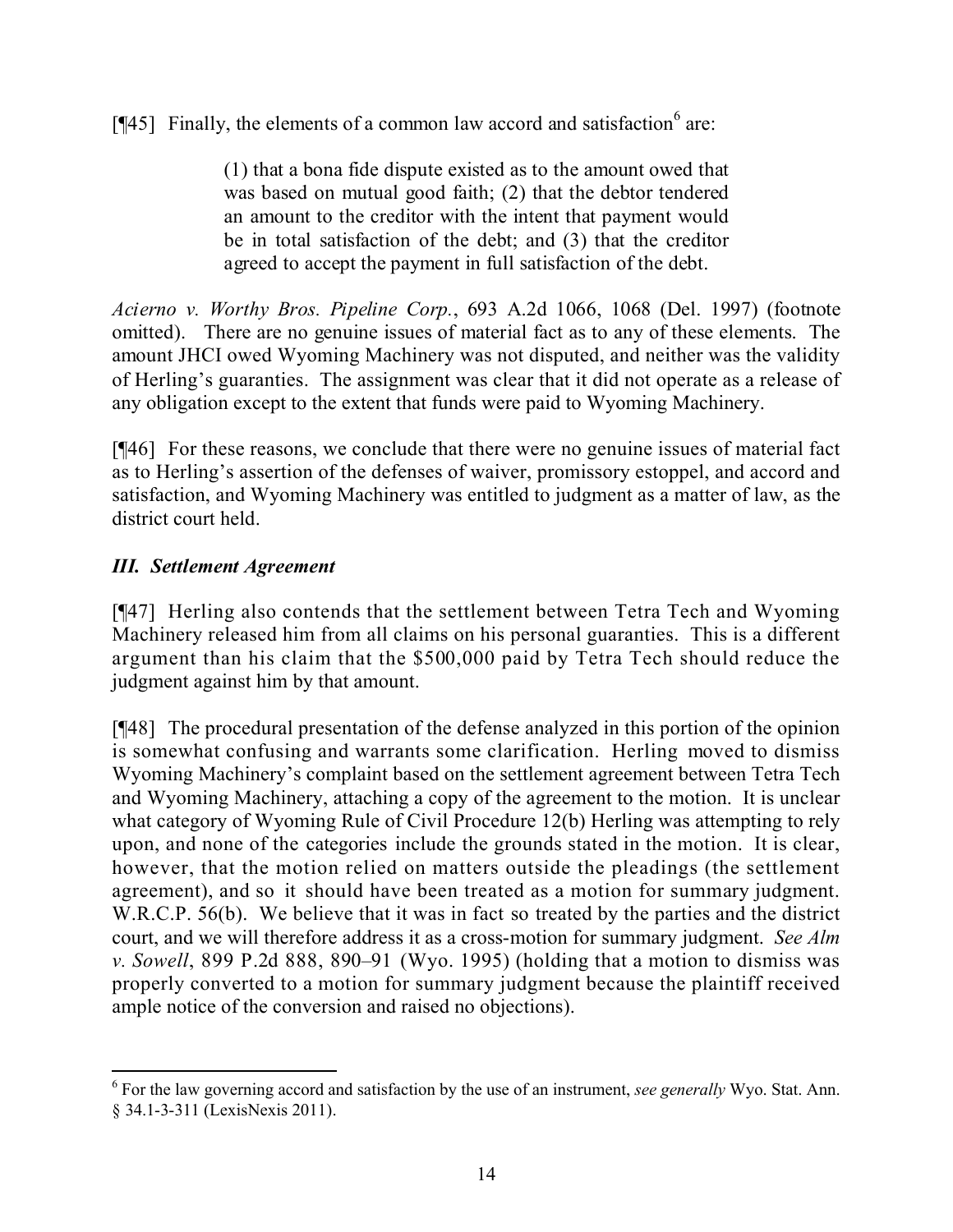[¶45] Finally, the elements of a common law accord and satisfaction[6] are:

> (1) that a bona fide dispute existed as to the amount owed that was based on mutual good faith; (2) that the debtor tendered an amount to the creditor with the intent that payment would be in total satisfaction of the debt; and (3) that the creditor agreed to accept the payment in full satisfaction of the debt.

*Acierno v. Worthy Bros. Pipeline Corp.*, 693 A.2d 1066, 1068 (Del. 1997) (footnote omitted). There are no genuine issues of material fact as to any of these elements. The amount JHCI owed Wyoming Machinery was not disputed, and neither was the validity of Herling's guaranties. The assignment was clear that it did not operate as a release of any obligation except to the extent that funds were paid to Wyoming Machinery.

[¶46] For these reasons, we conclude that there were no genuine issues of material fact as to Herling's assertion of the defenses of waiver, promissory estoppel, and accord and satisfaction, and Wyoming Machinery was entitled to judgment as a matter of law, as the district court held.

### *III. Settlement Agreement*

[¶47] Herling also contends that the settlement between Tetra Tech and Wyoming Machinery released him from all claims on his personal guaranties. This is a different argument than his claim that the $500,000 paid by Tetra Tech should reduce the judgment against him by that amount.

[¶48] The procedural presentation of the defense analyzed in this portion of the opinion is somewhat confusing and warrants some clarification. Herling moved to dismiss Wyoming Machinery's complaint based on the settlement agreement between Tetra Tech and Wyoming Machinery, attaching a copy of the agreement to the motion. It is unclear what category of Wyoming Rule of Civil Procedure 12(b) Herling was attempting to rely upon, and none of the categories include the grounds stated in the motion. It is clear, however, that the motion relied on matters outside the pleadings (the settlement agreement), and so it should have been treated as a motion for summary judgment. W.R.C.P. 56(b). We believe that it was in fact so treated by the parties and the district court, and we will therefore address it as a cross-motion for summary judgment. *See Alm v. Sowell*, 899 P.2d 888, 890–91 (Wyo. 1995) (holding that a motion to dismiss was properly converted to a motion for summary judgment because the plaintiff received ample notice of the conversion and raised no objections).

---

[6] For the law governing accord and satisfaction by the use of an instrument, *see generally* Wyo. Stat. Ann. § 34.1-3-311 (LexisNexis 2011).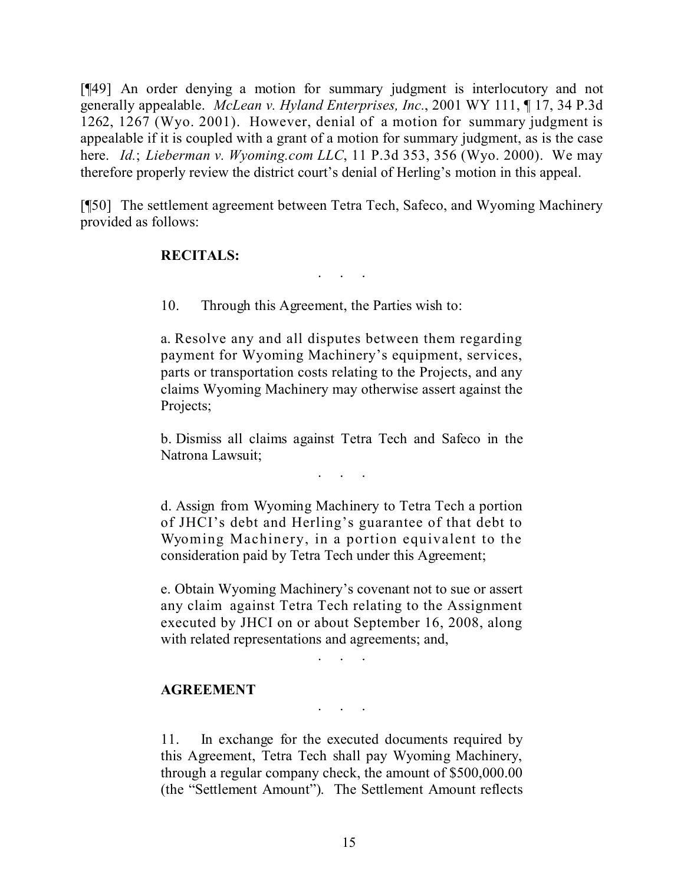[¶49] An order denying a motion for summary judgment is interlocutory and not generally appealable. *McLean v. Hyland Enterprises, Inc.*, 2001 WY 111, ¶ 17, 34 P.3d 1262, 1267 (Wyo. 2001). However, denial of a motion for summary judgment is appealable if it is coupled with a grant of a motion for summary judgment, as is the case here. *Id.*; *Lieberman v. Wyoming.com LLC*, 11 P.3d 353, 356 (Wyo. 2000). We may therefore properly review the district court's denial of Herling's motion in this appeal.

[¶50] The settlement agreement between Tetra Tech, Safeco, and Wyoming Machinery provided as follows:

> **RECITALS:**
>
> . . .
>
> 10. Through this Agreement, the Parties wish to:
>
> a. Resolve any and all disputes between them regarding payment for Wyoming Machinery's equipment, services, parts or transportation costs relating to the Projects, and any claims Wyoming Machinery may otherwise assert against the Projects;
>
> b. Dismiss all claims against Tetra Tech and Safeco in the Natrona Lawsuit;
>
> . . .
>
> d. Assign from Wyoming Machinery to Tetra Tech a portion of JHCI's debt and Herling's guarantee of that debt to Wyoming Machinery, in a portion equivalent to the consideration paid by Tetra Tech under this Agreement;
>
> e. Obtain Wyoming Machinery's covenant not to sue or assert any claim against Tetra Tech relating to the Assignment executed by JHCI on or about September 16, 2008, along with related representations and agreements; and,
>
> . . .
>
> **AGREEMENT**
>
> . . .
>
> 11. In exchange for the executed documents required by this Agreement, Tetra Tech shall pay Wyoming Machinery, through a regular company check, the amount of $500,000.00 (the "Settlement Amount"). The Settlement Amount reflects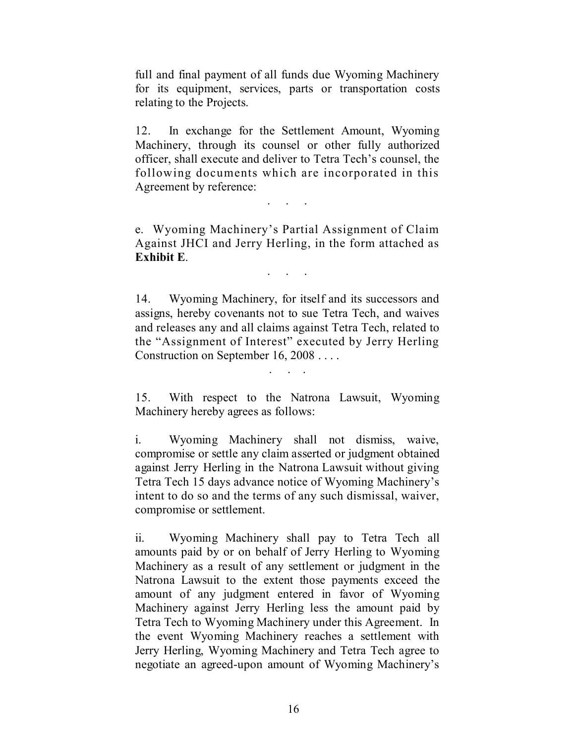full and final payment of all funds due Wyoming Machinery for its equipment, services, parts or transportation costs relating to the Projects.

12. In exchange for the Settlement Amount, Wyoming Machinery, through its counsel or other fully authorized officer, shall execute and deliver to Tetra Tech's counsel, the following documents which are incorporated in this Agreement by reference:

. . .

e. Wyoming Machinery's Partial Assignment of Claim Against JHCI and Jerry Herling, in the form attached as **Exhibit E**.

. . .

14. Wyoming Machinery, for itself and its successors and assigns, hereby covenants not to sue Tetra Tech, and waives and releases any and all claims against Tetra Tech, related to the "Assignment of Interest" executed by Jerry Herling Construction on September 16, 2008 . . . .

. . .

15. With respect to the Natrona Lawsuit, Wyoming Machinery hereby agrees as follows:

i. Wyoming Machinery shall not dismiss, waive, compromise or settle any claim asserted or judgment obtained against Jerry Herling in the Natrona Lawsuit without giving Tetra Tech 15 days advance notice of Wyoming Machinery's intent to do so and the terms of any such dismissal, waiver, compromise or settlement.

ii. Wyoming Machinery shall pay to Tetra Tech all amounts paid by or on behalf of Jerry Herling to Wyoming Machinery as a result of any settlement or judgment in the Natrona Lawsuit to the extent those payments exceed the amount of any judgment entered in favor of Wyoming Machinery against Jerry Herling less the amount paid by Tetra Tech to Wyoming Machinery under this Agreement. In the event Wyoming Machinery reaches a settlement with Jerry Herling, Wyoming Machinery and Tetra Tech agree to negotiate an agreed-upon amount of Wyoming Machinery's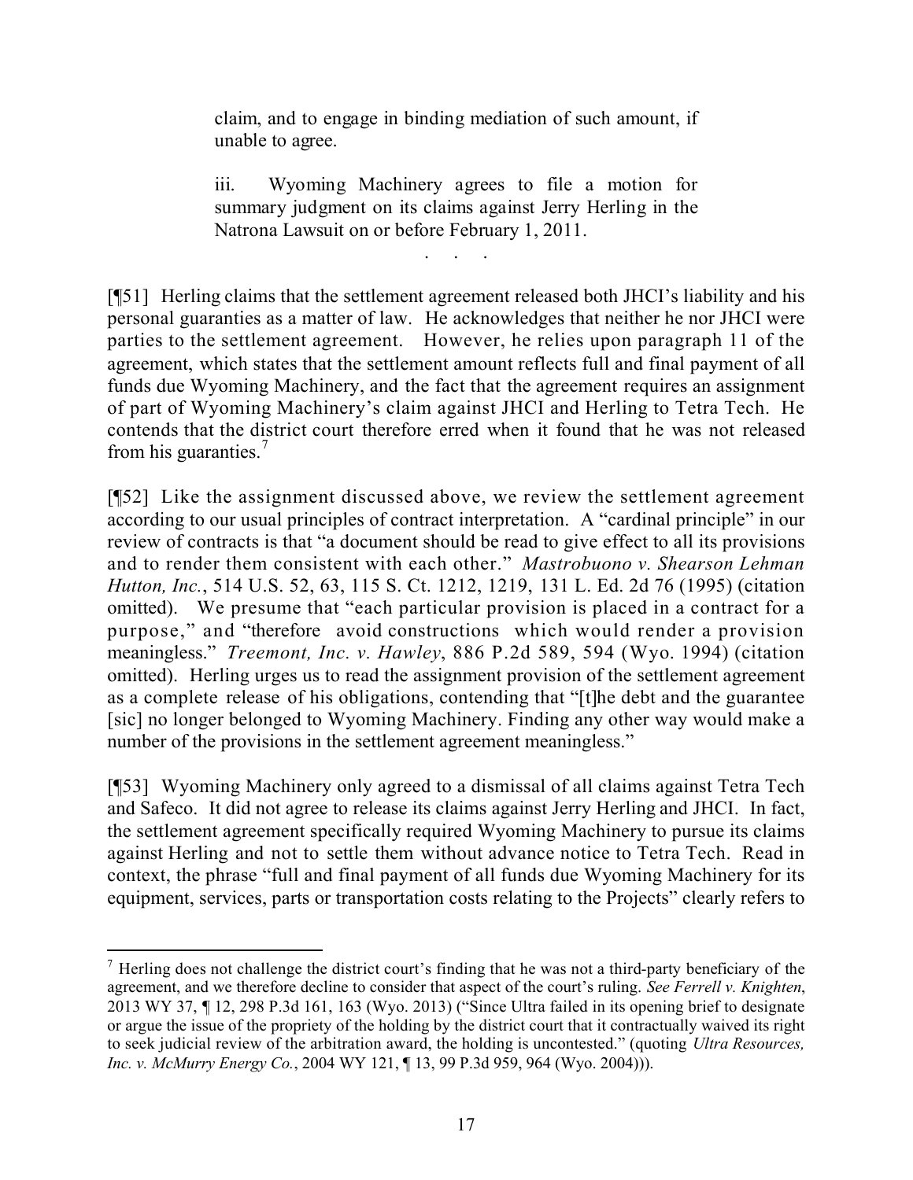> claim, and to engage in binding mediation of such amount, if unable to agree.
>
> iii. Wyoming Machinery agrees to file a motion for summary judgment on its claims against Jerry Herling in the Natrona Lawsuit on or before February 1, 2011.
>
> . . .

[¶51] Herling claims that the settlement agreement released both JHCI's liability and his personal guaranties as a matter of law. He acknowledges that neither he nor JHCI were parties to the settlement agreement. However, he relies upon paragraph 11 of the agreement, which states that the settlement amount reflects full and final payment of all funds due Wyoming Machinery, and the fact that the agreement requires an assignment of part of Wyoming Machinery's claim against JHCI and Herling to Tetra Tech. He contends that the district court therefore erred when it found that he was not released from his guaranties.[7]

[¶52] Like the assignment discussed above, we review the settlement agreement according to our usual principles of contract interpretation. A "cardinal principle" in our review of contracts is that "a document should be read to give effect to all its provisions and to render them consistent with each other." *Mastrobuono v. Shearson Lehman Hutton, Inc.*, 514 U.S. 52, 63, 115 S. Ct. 1212, 1219, 131 L. Ed. 2d 76 (1995) (citation omitted). We presume that "each particular provision is placed in a contract for a purpose," and "therefore avoid constructions which would render a provision meaningless." *Treemont, Inc. v. Hawley*, 886 P.2d 589, 594 (Wyo. 1994) (citation omitted). Herling urges us to read the assignment provision of the settlement agreement as a complete release of his obligations, contending that "[t]he debt and the guarantee [sic] no longer belonged to Wyoming Machinery. Finding any other way would make a number of the provisions in the settlement agreement meaningless."

[¶53] Wyoming Machinery only agreed to a dismissal of all claims against Tetra Tech and Safeco. It did not agree to release its claims against Jerry Herling and JHCI. In fact, the settlement agreement specifically required Wyoming Machinery to pursue its claims against Herling and not to settle them without advance notice to Tetra Tech. Read in context, the phrase "full and final payment of all funds due Wyoming Machinery for its equipment, services, parts or transportation costs relating to the Projects" clearly refers to

---

[7] Herling does not challenge the district court's finding that he was not a third-party beneficiary of the agreement, and we therefore decline to consider that aspect of the court's ruling. *See Ferrell v. Knighten*, 2013 WY 37, ¶ 12, 298 P.3d 161, 163 (Wyo. 2013) ("Since Ultra failed in its opening brief to designate or argue the issue of the propriety of the holding by the district court that it contractually waived its right to seek judicial review of the arbitration award, the holding is uncontested." (quoting *Ultra Resources, Inc. v. McMurry Energy Co.*, 2004 WY 121, ¶ 13, 99 P.3d 959, 964 (Wyo. 2004))).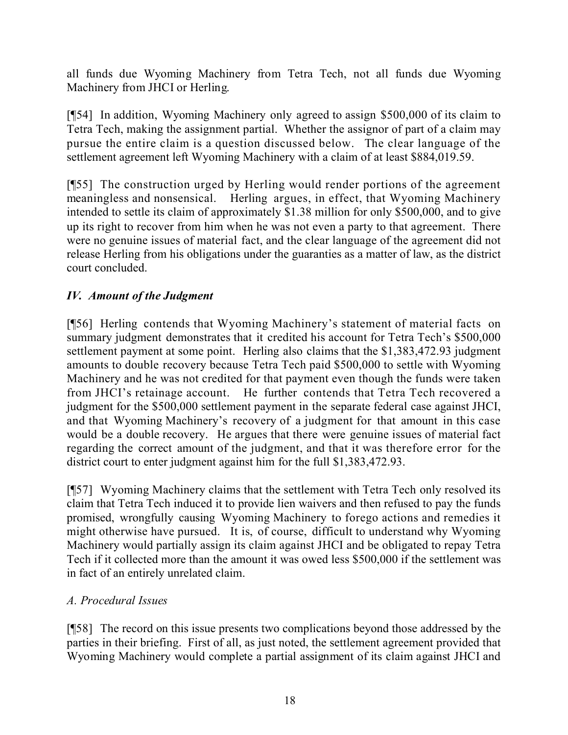all funds due Wyoming Machinery from Tetra Tech, not all funds due Wyoming Machinery from JHCI or Herling.

[¶54] In addition, Wyoming Machinery only agreed to assign $500,000 of its claim to Tetra Tech, making the assignment partial. Whether the assignor of part of a claim may pursue the entire claim is a question discussed below. The clear language of the settlement agreement left Wyoming Machinery with a claim of at least $884,019.59.

[¶55] The construction urged by Herling would render portions of the agreement meaningless and nonsensical. Herling argues, in effect, that Wyoming Machinery intended to settle its claim of approximately $1.38 million for only $500,000, and to give up its right to recover from him when he was not even a party to that agreement. There were no genuine issues of material fact, and the clear language of the agreement did not release Herling from his obligations under the guaranties as a matter of law, as the district court concluded.

### *IV. Amount of the Judgment*

[¶56] Herling contends that Wyoming Machinery's statement of material facts on summary judgment demonstrates that it credited his account for Tetra Tech's $500,000 settlement payment at some point. Herling also claims that the $1,383,472.93 judgment amounts to double recovery because Tetra Tech paid $500,000 to settle with Wyoming Machinery and he was not credited for that payment even though the funds were taken from JHCI's retainage account. He further contends that Tetra Tech recovered a judgment for the $500,000 settlement payment in the separate federal case against JHCI, and that Wyoming Machinery's recovery of a judgment for that amount in this case would be a double recovery. He argues that there were genuine issues of material fact regarding the correct amount of the judgment, and that it was therefore error for the district court to enter judgment against him for the full $1,383,472.93.

[¶57] Wyoming Machinery claims that the settlement with Tetra Tech only resolved its claim that Tetra Tech induced it to provide lien waivers and then refused to pay the funds promised, wrongfully causing Wyoming Machinery to forego actions and remedies it might otherwise have pursued. It is, of course, difficult to understand why Wyoming Machinery would partially assign its claim against JHCI and be obligated to repay Tetra Tech if it collected more than the amount it was owed less $500,000 if the settlement was in fact of an entirely unrelated claim.

#### *A. Procedural Issues*

[¶58] The record on this issue presents two complications beyond those addressed by the parties in their briefing. First of all, as just noted, the settlement agreement provided that Wyoming Machinery would complete a partial assignment of its claim against JHCI and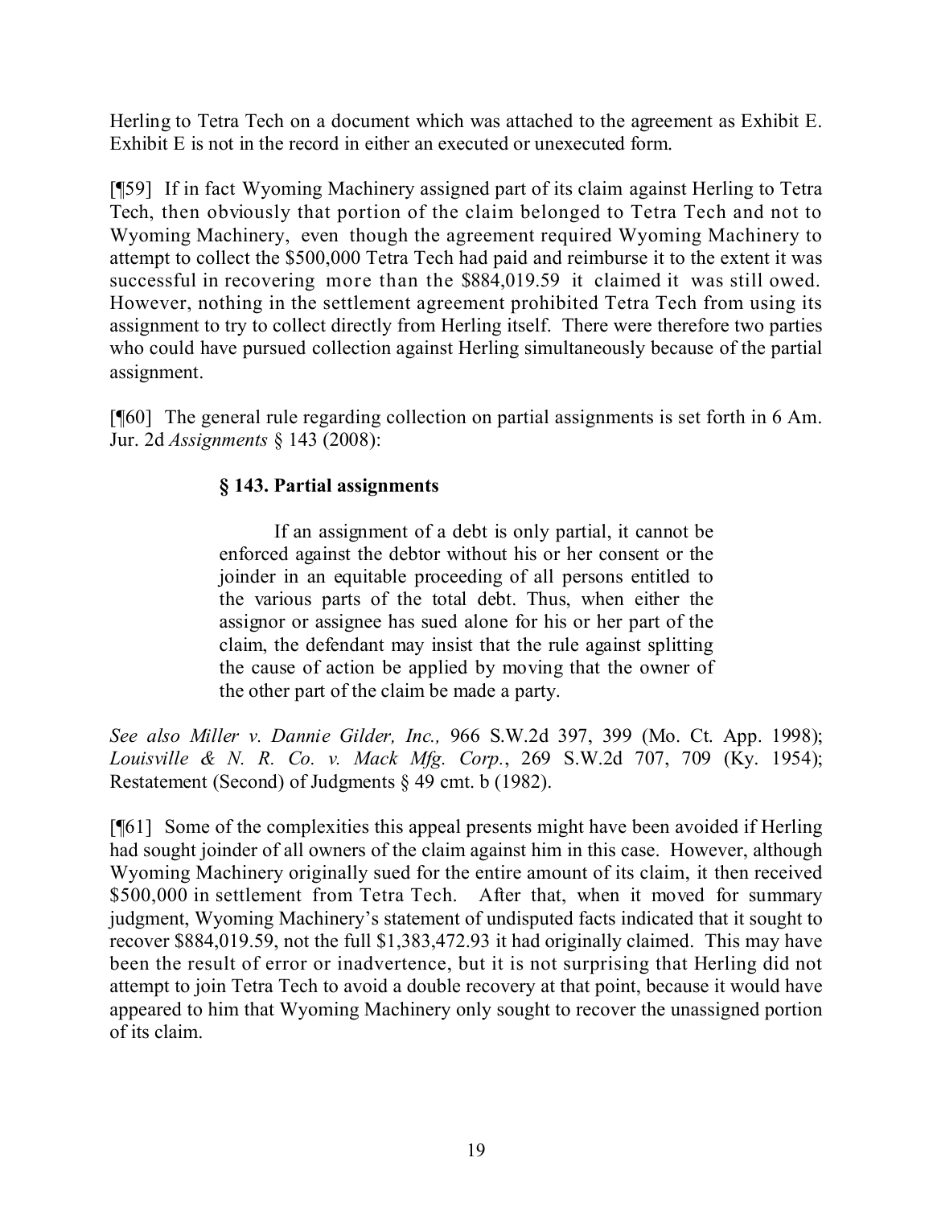Herling to Tetra Tech on a document which was attached to the agreement as Exhibit E. Exhibit E is not in the record in either an executed or unexecuted form.

[¶59] If in fact Wyoming Machinery assigned part of its claim against Herling to Tetra Tech, then obviously that portion of the claim belonged to Tetra Tech and not to Wyoming Machinery, even though the agreement required Wyoming Machinery to attempt to collect the $500,000 Tetra Tech had paid and reimburse it to the extent it was successful in recovering more than the $884,019.59 it claimed it was still owed. However, nothing in the settlement agreement prohibited Tetra Tech from using its assignment to try to collect directly from Herling itself. There were therefore two parties who could have pursued collection against Herling simultaneously because of the partial assignment.

[¶60] The general rule regarding collection on partial assignments is set forth in 6 Am. Jur. 2d *Assignments* § 143 (2008):

> **§ 143. Partial assignments**
>
> If an assignment of a debt is only partial, it cannot be enforced against the debtor without his or her consent or the joinder in an equitable proceeding of all persons entitled to the various parts of the total debt. Thus, when either the assignor or assignee has sued alone for his or her part of the claim, the defendant may insist that the rule against splitting the cause of action be applied by moving that the owner of the other part of the claim be made a party.

*See also Miller v. Dannie Gilder, Inc.,* 966 S.W.2d 397, 399 (Mo. Ct. App. 1998); *Louisville & N. R. Co. v. Mack Mfg. Corp.*, 269 S.W.2d 707, 709 (Ky. 1954); Restatement (Second) of Judgments § 49 cmt. b (1982).

[¶61] Some of the complexities this appeal presents might have been avoided if Herling had sought joinder of all owners of the claim against him in this case. However, although Wyoming Machinery originally sued for the entire amount of its claim, it then received $500,000 in settlement from Tetra Tech. After that, when it moved for summary judgment, Wyoming Machinery's statement of undisputed facts indicated that it sought to recover $884,019.59, not the full $1,383,472.93 it had originally claimed. This may have been the result of error or inadvertence, but it is not surprising that Herling did not attempt to join Tetra Tech to avoid a double recovery at that point, because it would have appeared to him that Wyoming Machinery only sought to recover the unassigned portion of its claim.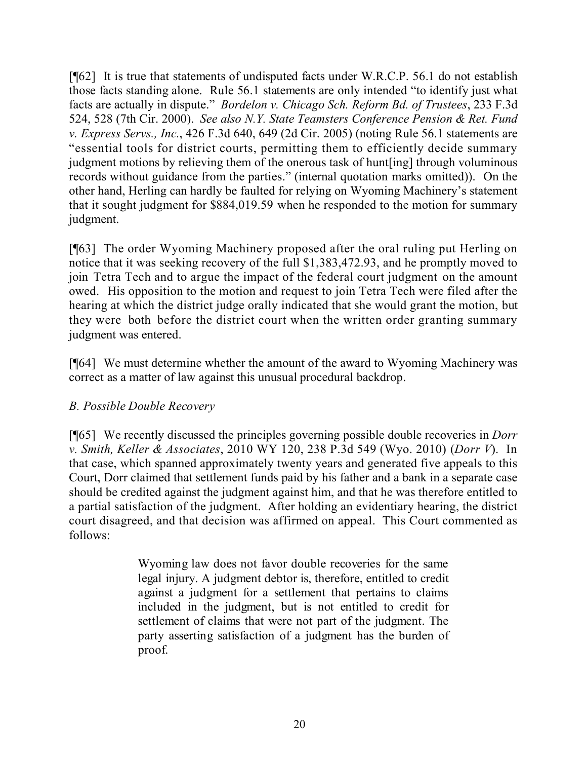[¶62] It is true that statements of undisputed facts under W.R.C.P. 56.1 do not establish those facts standing alone. Rule 56.1 statements are only intended "to identify just what facts are actually in dispute." *Bordelon v. Chicago Sch. Reform Bd. of Trustees*, 233 F.3d 524, 528 (7th Cir. 2000). *See also N.Y. State Teamsters Conference Pension & Ret. Fund v. Express Servs., Inc.*, 426 F.3d 640, 649 (2d Cir. 2005) (noting Rule 56.1 statements are "essential tools for district courts, permitting them to efficiently decide summary judgment motions by relieving them of the onerous task of hunt[ing] through voluminous records without guidance from the parties." (internal quotation marks omitted)). On the other hand, Herling can hardly be faulted for relying on Wyoming Machinery's statement that it sought judgment for $884,019.59 when he responded to the motion for summary judgment.

[¶63] The order Wyoming Machinery proposed after the oral ruling put Herling on notice that it was seeking recovery of the full $1,383,472.93, and he promptly moved to join Tetra Tech and to argue the impact of the federal court judgment on the amount owed. His opposition to the motion and request to join Tetra Tech were filed after the hearing at which the district judge orally indicated that she would grant the motion, but they were both before the district court when the written order granting summary judgment was entered.

[¶64] We must determine whether the amount of the award to Wyoming Machinery was correct as a matter of law against this unusual procedural backdrop.

*B. Possible Double Recovery*

[¶65] We recently discussed the principles governing possible double recoveries in *Dorr v. Smith, Keller & Associates*, 2010 WY 120, 238 P.3d 549 (Wyo. 2010) (*Dorr V*). In that case, which spanned approximately twenty years and generated five appeals to this Court, Dorr claimed that settlement funds paid by his father and a bank in a separate case should be credited against the judgment against him, and that he was therefore entitled to a partial satisfaction of the judgment. After holding an evidentiary hearing, the district court disagreed, and that decision was affirmed on appeal. This Court commented as follows:

> Wyoming law does not favor double recoveries for the same legal injury. A judgment debtor is, therefore, entitled to credit against a judgment for a settlement that pertains to claims included in the judgment, but is not entitled to credit for settlement of claims that were not part of the judgment. The party asserting satisfaction of a judgment has the burden of proof.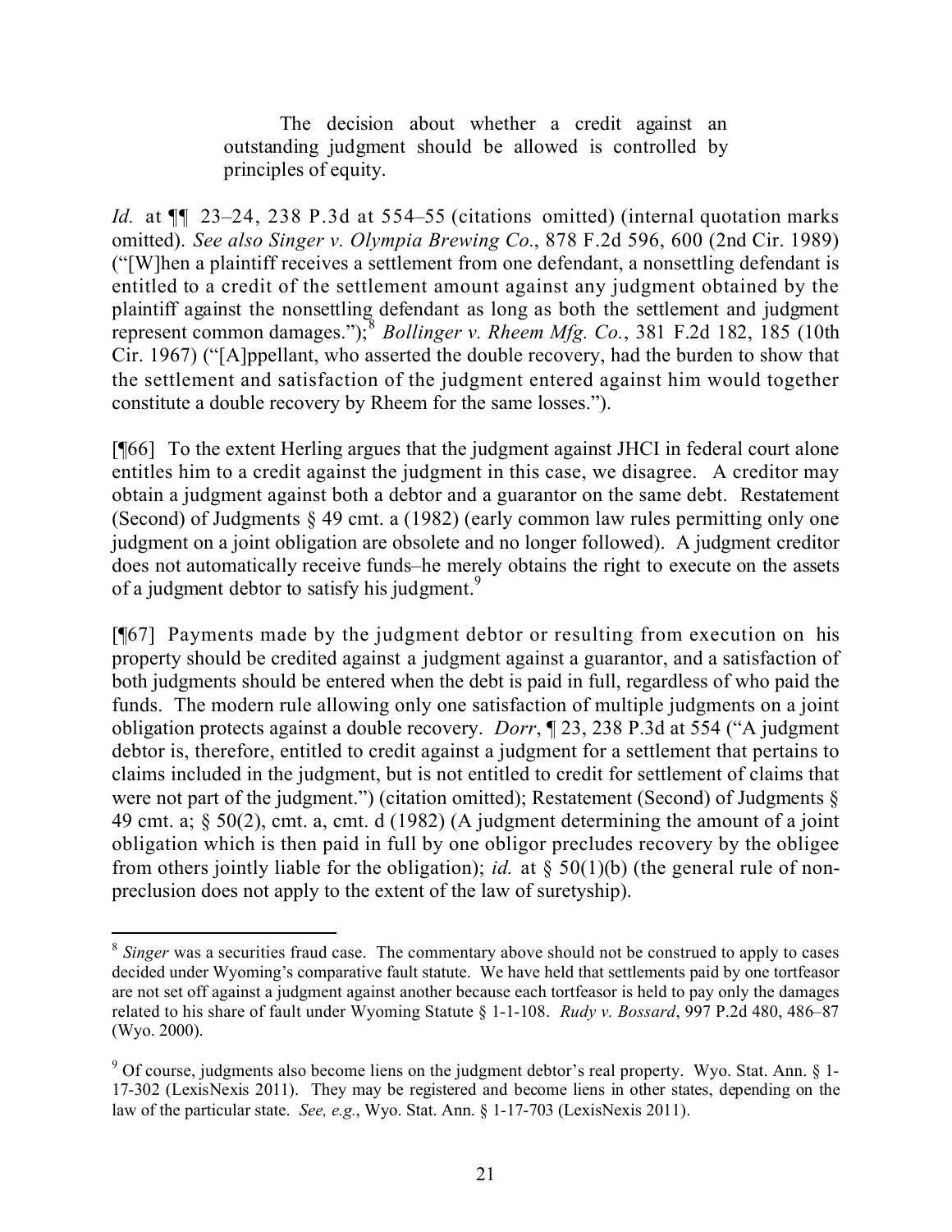> The decision about whether a credit against an outstanding judgment should be allowed is controlled by principles of equity.

*Id.* at ¶¶ 23–24, 238 P.3d at 554–55 (citations omitted) (internal quotation marks omitted). *See also Singer v. Olympia Brewing Co.*, 878 F.2d 596, 600 (2nd Cir. 1989) ("[W]hen a plaintiff receives a settlement from one defendant, a nonsettling defendant is entitled to a credit of the settlement amount against any judgment obtained by the plaintiff against the nonsettling defendant as long as both the settlement and judgment represent common damages.");[8] *Bollinger v. Rheem Mfg. Co.*, 381 F.2d 182, 185 (10th Cir. 1967) ("[A]ppellant, who asserted the double recovery, had the burden to show that the settlement and satisfaction of the judgment entered against him would together constitute a double recovery by Rheem for the same losses.").

[¶66] To the extent Herling argues that the judgment against JHCI in federal court alone entitles him to a credit against the judgment in this case, we disagree. A creditor may obtain a judgment against both a debtor and a guarantor on the same debt. Restatement (Second) of Judgments § 49 cmt. a (1982) (early common law rules permitting only one judgment on a joint obligation are obsolete and no longer followed). A judgment creditor does not automatically receive funds–he merely obtains the right to execute on the assets of a judgment debtor to satisfy his judgment.[9]

[¶67] Payments made by the judgment debtor or resulting from execution on his property should be credited against a judgment against a guarantor, and a satisfaction of both judgments should be entered when the debt is paid in full, regardless of who paid the funds. The modern rule allowing only one satisfaction of multiple judgments on a joint obligation protects against a double recovery. *Dorr*, ¶ 23, 238 P.3d at 554 ("A judgment debtor is, therefore, entitled to credit against a judgment for a settlement that pertains to claims included in the judgment, but is not entitled to credit for settlement of claims that were not part of the judgment.") (citation omitted); Restatement (Second) of Judgments § 49 cmt. a; § 50(2), cmt. a, cmt. d (1982) (A judgment determining the amount of a joint obligation which is then paid in full by one obligor precludes recovery by the obligee from others jointly liable for the obligation); *id.* at § 50(1)(b) (the general rule of non-preclusion does not apply to the extent of the law of suretyship).

---

[8] *Singer* was a securities fraud case. The commentary above should not be construed to apply to cases decided under Wyoming's comparative fault statute. We have held that settlements paid by one tortfeasor are not set off against a judgment against another because each tortfeasor is held to pay only the damages related to his share of fault under Wyoming Statute § 1-1-108. *Rudy v. Bossard*, 997 P.2d 480, 486–87 (Wyo. 2000).

[9] Of course, judgments also become liens on the judgment debtor's real property. Wyo. Stat. Ann. § 1-17-302 (LexisNexis 2011). They may be registered and become liens in other states, depending on the law of the particular state. *See, e.g.*, Wyo. Stat. Ann. § 1-17-703 (LexisNexis 2011).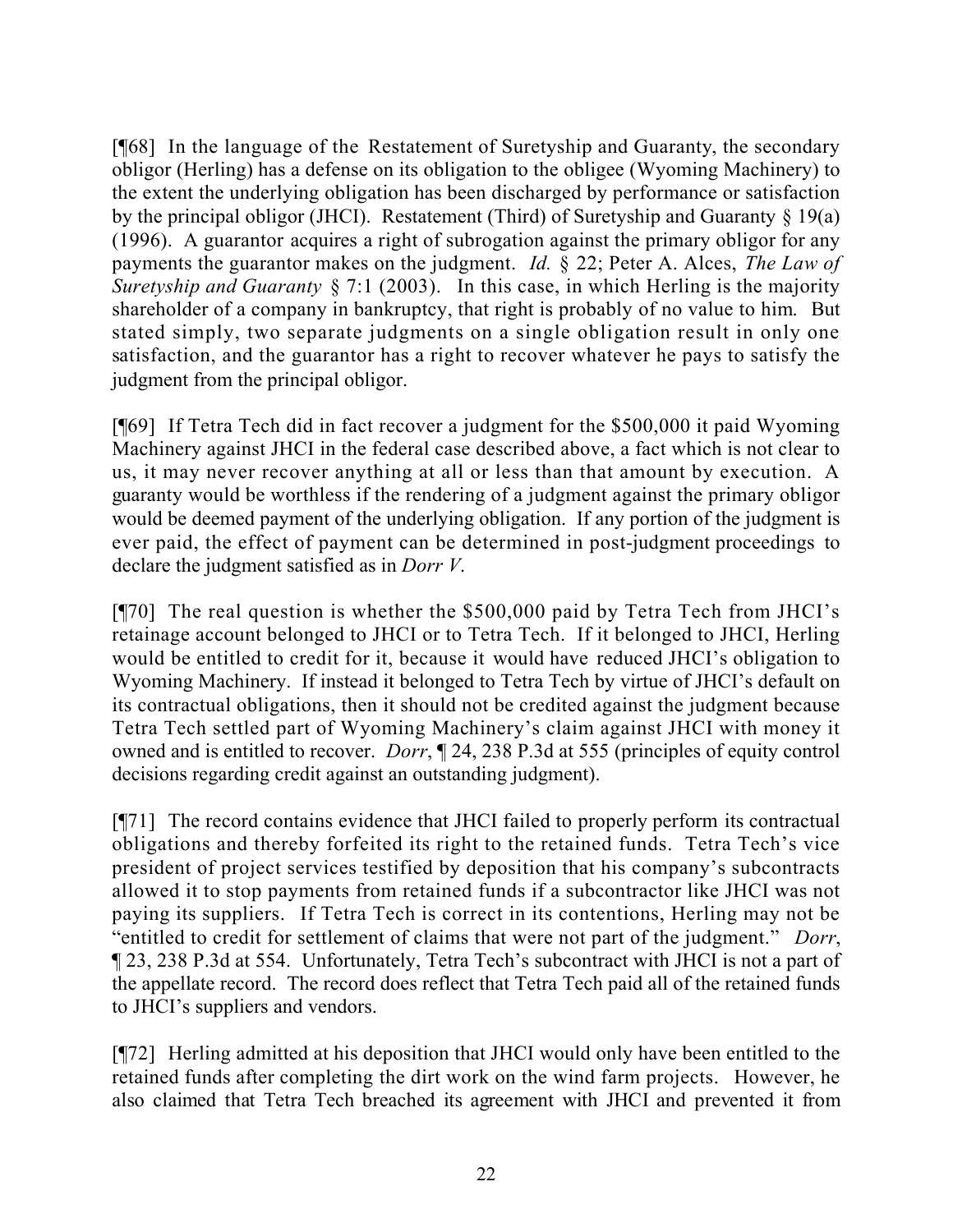[¶68] In the language of the Restatement of Suretyship and Guaranty, the secondary obligor (Herling) has a defense on its obligation to the obligee (Wyoming Machinery) to the extent the underlying obligation has been discharged by performance or satisfaction by the principal obligor (JHCI). Restatement (Third) of Suretyship and Guaranty § 19(a) (1996). A guarantor acquires a right of subrogation against the primary obligor for any payments the guarantor makes on the judgment. *Id.* § 22; Peter A. Alces, *The Law of Suretyship and Guaranty* § 7:1 (2003). In this case, in which Herling is the majority shareholder of a company in bankruptcy, that right is probably of no value to him. But stated simply, two separate judgments on a single obligation result in only one satisfaction, and the guarantor has a right to recover whatever he pays to satisfy the judgment from the principal obligor.

[¶69] If Tetra Tech did in fact recover a judgment for the $500,000 it paid Wyoming Machinery against JHCI in the federal case described above, a fact which is not clear to us, it may never recover anything at all or less than that amount by execution. A guaranty would be worthless if the rendering of a judgment against the primary obligor would be deemed payment of the underlying obligation. If any portion of the judgment is ever paid, the effect of payment can be determined in post-judgment proceedings to declare the judgment satisfied as in *Dorr V*.

[¶70] The real question is whether the $500,000 paid by Tetra Tech from JHCI's retainage account belonged to JHCI or to Tetra Tech. If it belonged to JHCI, Herling would be entitled to credit for it, because it would have reduced JHCI's obligation to Wyoming Machinery. If instead it belonged to Tetra Tech by virtue of JHCI's default on its contractual obligations, then it should not be credited against the judgment because Tetra Tech settled part of Wyoming Machinery's claim against JHCI with money it owned and is entitled to recover. *Dorr*, ¶ 24, 238 P.3d at 555 (principles of equity control decisions regarding credit against an outstanding judgment).

[¶71] The record contains evidence that JHCI failed to properly perform its contractual obligations and thereby forfeited its right to the retained funds. Tetra Tech's vice president of project services testified by deposition that his company's subcontracts allowed it to stop payments from retained funds if a subcontractor like JHCI was not paying its suppliers. If Tetra Tech is correct in its contentions, Herling may not be "entitled to credit for settlement of claims that were not part of the judgment." *Dorr*, ¶ 23, 238 P.3d at 554. Unfortunately, Tetra Tech's subcontract with JHCI is not a part of the appellate record. The record does reflect that Tetra Tech paid all of the retained funds to JHCI's suppliers and vendors.

[¶72] Herling admitted at his deposition that JHCI would only have been entitled to the retained funds after completing the dirt work on the wind farm projects. However, he also claimed that Tetra Tech breached its agreement with JHCI and prevented it from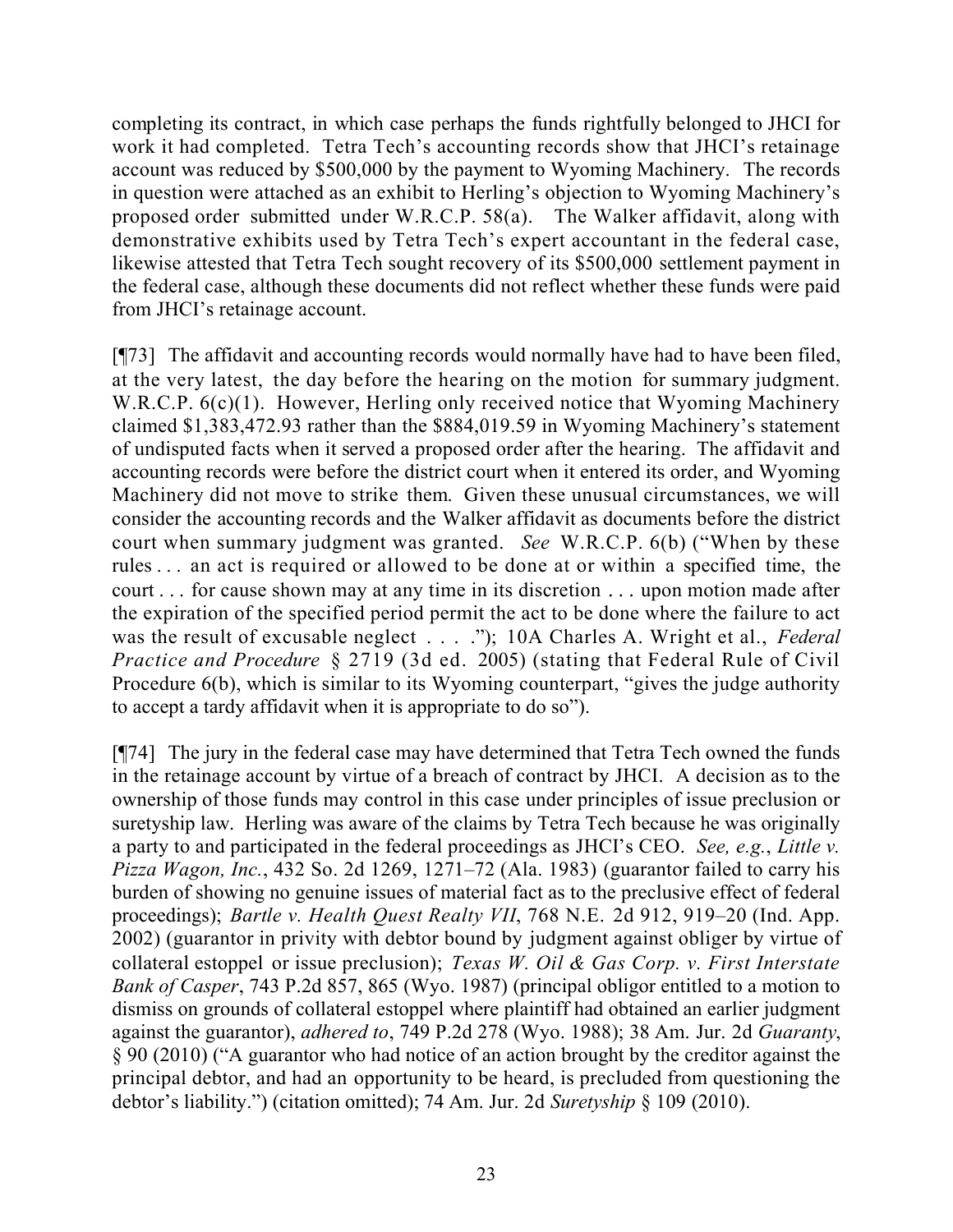completing its contract, in which case perhaps the funds rightfully belonged to JHCI for work it had completed. Tetra Tech's accounting records show that JHCI's retainage account was reduced by $500,000 by the payment to Wyoming Machinery. The records in question were attached as an exhibit to Herling's objection to Wyoming Machinery's proposed order submitted under W.R.C.P. 58(a). The Walker affidavit, along with demonstrative exhibits used by Tetra Tech's expert accountant in the federal case, likewise attested that Tetra Tech sought recovery of its $500,000 settlement payment in the federal case, although these documents did not reflect whether these funds were paid from JHCI's retainage account.

[¶73] The affidavit and accounting records would normally have had to have been filed, at the very latest, the day before the hearing on the motion for summary judgment. W.R.C.P. 6(c)(1). However, Herling only received notice that Wyoming Machinery claimed $1,383,472.93 rather than the $884,019.59 in Wyoming Machinery's statement of undisputed facts when it served a proposed order after the hearing. The affidavit and accounting records were before the district court when it entered its order, and Wyoming Machinery did not move to strike them. Given these unusual circumstances, we will consider the accounting records and the Walker affidavit as documents before the district court when summary judgment was granted. *See* W.R.C.P. 6(b) ("When by these rules . . . an act is required or allowed to be done at or within a specified time, the court . . . for cause shown may at any time in its discretion . . . upon motion made after the expiration of the specified period permit the act to be done where the failure to act was the result of excusable neglect . . . ."); 10A Charles A. Wright et al., *Federal Practice and Procedure* § 2719 (3d ed. 2005) (stating that Federal Rule of Civil Procedure 6(b), which is similar to its Wyoming counterpart, "gives the judge authority to accept a tardy affidavit when it is appropriate to do so").

[¶74] The jury in the federal case may have determined that Tetra Tech owned the funds in the retainage account by virtue of a breach of contract by JHCI. A decision as to the ownership of those funds may control in this case under principles of issue preclusion or suretyship law. Herling was aware of the claims by Tetra Tech because he was originally a party to and participated in the federal proceedings as JHCI's CEO. *See, e.g.*, *Little v. Pizza Wagon, Inc.*, 432 So. 2d 1269, 1271–72 (Ala. 1983) (guarantor failed to carry his burden of showing no genuine issues of material fact as to the preclusive effect of federal proceedings); *Bartle v. Health Quest Realty VII*, 768 N.E. 2d 912, 919–20 (Ind. App. 2002) (guarantor in privity with debtor bound by judgment against obliger by virtue of collateral estoppel or issue preclusion); *Texas W. Oil & Gas Corp. v. First Interstate Bank of Casper*, 743 P.2d 857, 865 (Wyo. 1987) (principal obligor entitled to a motion to dismiss on grounds of collateral estoppel where plaintiff had obtained an earlier judgment against the guarantor), *adhered to*, 749 P.2d 278 (Wyo. 1988); 38 Am. Jur. 2d *Guaranty*, § 90 (2010) ("A guarantor who had notice of an action brought by the creditor against the principal debtor, and had an opportunity to be heard, is precluded from questioning the debtor's liability.") (citation omitted); 74 Am. Jur. 2d *Suretyship* § 109 (2010).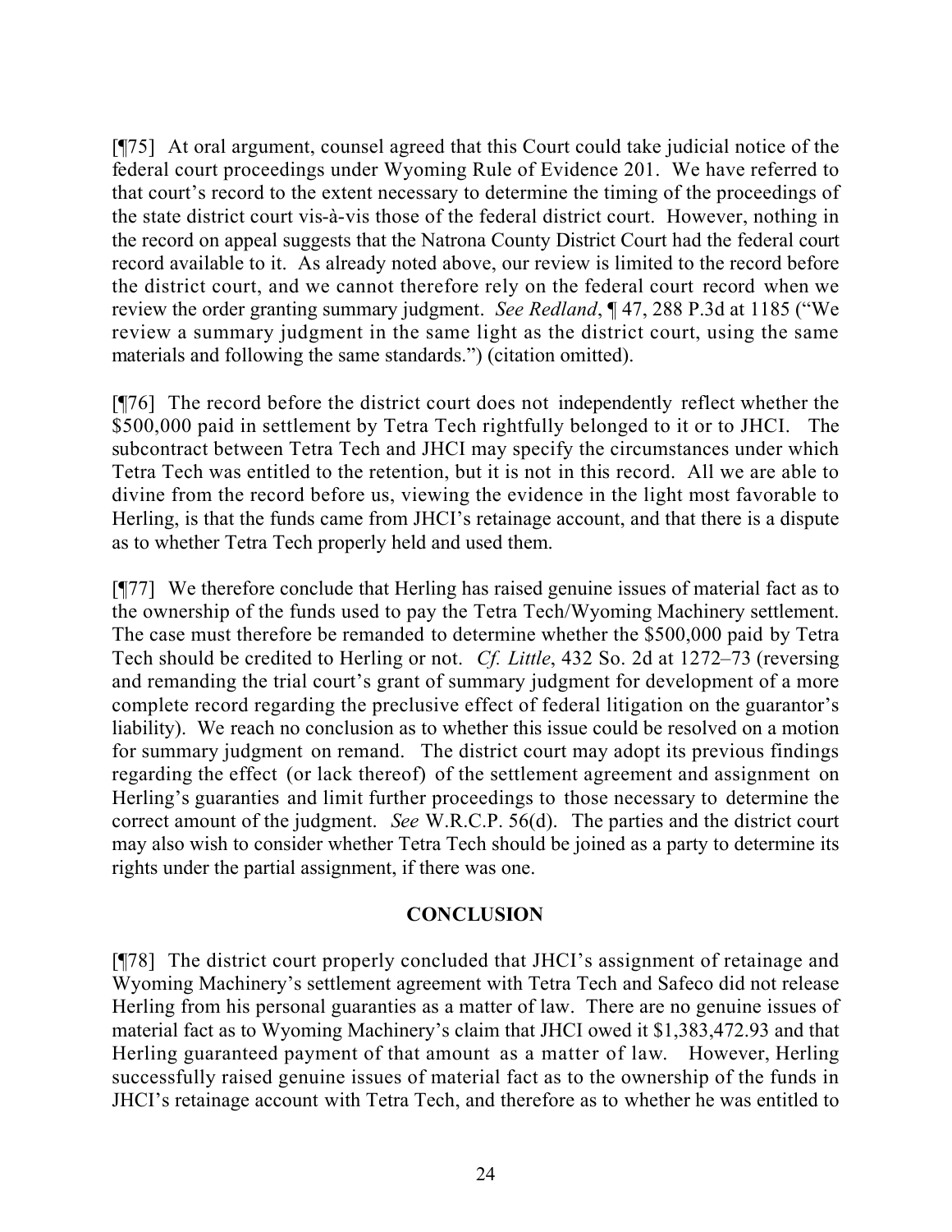[¶75] At oral argument, counsel agreed that this Court could take judicial notice of the federal court proceedings under Wyoming Rule of Evidence 201. We have referred to that court's record to the extent necessary to determine the timing of the proceedings of the state district court vis-à-vis those of the federal district court. However, nothing in the record on appeal suggests that the Natrona County District Court had the federal court record available to it. As already noted above, our review is limited to the record before the district court, and we cannot therefore rely on the federal court record when we review the order granting summary judgment. *See Redland*, ¶ 47, 288 P.3d at 1185 ("We review a summary judgment in the same light as the district court, using the same materials and following the same standards.") (citation omitted).

[¶76] The record before the district court does not independently reflect whether the $500,000 paid in settlement by Tetra Tech rightfully belonged to it or to JHCI. The subcontract between Tetra Tech and JHCI may specify the circumstances under which Tetra Tech was entitled to the retention, but it is not in this record. All we are able to divine from the record before us, viewing the evidence in the light most favorable to Herling, is that the funds came from JHCI's retainage account, and that there is a dispute as to whether Tetra Tech properly held and used them.

[¶77] We therefore conclude that Herling has raised genuine issues of material fact as to the ownership of the funds used to pay the Tetra Tech/Wyoming Machinery settlement. The case must therefore be remanded to determine whether the $500,000 paid by Tetra Tech should be credited to Herling or not. *Cf. Little*, 432 So. 2d at 1272–73 (reversing and remanding the trial court's grant of summary judgment for development of a more complete record regarding the preclusive effect of federal litigation on the guarantor's liability). We reach no conclusion as to whether this issue could be resolved on a motion for summary judgment on remand. The district court may adopt its previous findings regarding the effect (or lack thereof) of the settlement agreement and assignment on Herling's guaranties and limit further proceedings to those necessary to determine the correct amount of the judgment. *See* W.R.C.P. 56(d). The parties and the district court may also wish to consider whether Tetra Tech should be joined as a party to determine its rights under the partial assignment, if there was one.

## CONCLUSION

[¶78] The district court properly concluded that JHCI's assignment of retainage and Wyoming Machinery's settlement agreement with Tetra Tech and Safeco did not release Herling from his personal guaranties as a matter of law. There are no genuine issues of material fact as to Wyoming Machinery's claim that JHCI owed it $1,383,472.93 and that Herling guaranteed payment of that amount as a matter of law. However, Herling successfully raised genuine issues of material fact as to the ownership of the funds in JHCI's retainage account with Tetra Tech, and therefore as to whether he was entitled to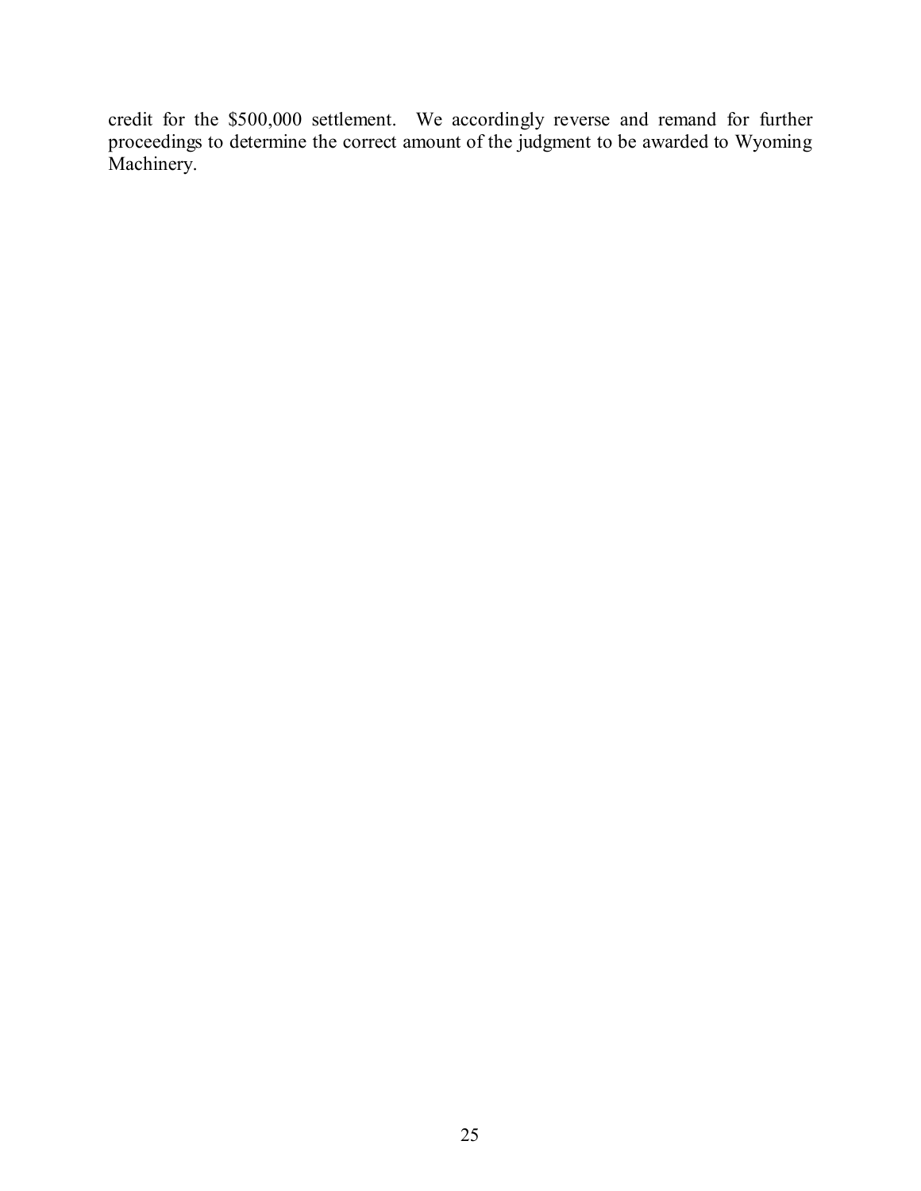credit for the $500,000 settlement. We accordingly reverse and remand for further proceedings to determine the correct amount of the judgment to be awarded to Wyoming Machinery.